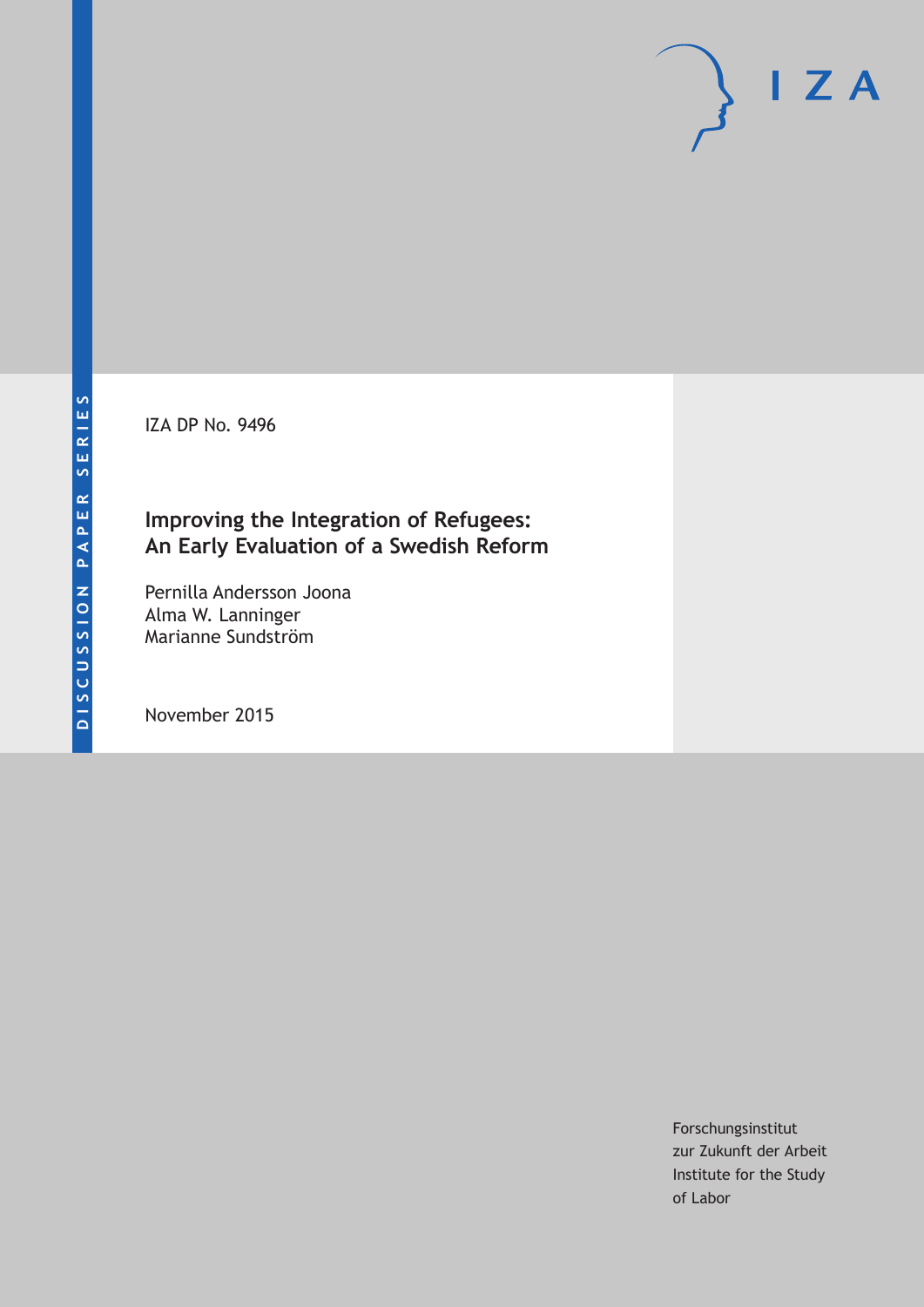DISCUSSION PAPER SERIES

IZA DP No. 9496

# Improving the Integration of Refugees: An Early Evaluation of a Swedish Reform

Pernilla Andersson Joona
Alma W. Lanninger
Marianne Sundström

November 2015

Forschungsinstitut
zur Zukunft der Arbeit
Institute for the Study
of Labor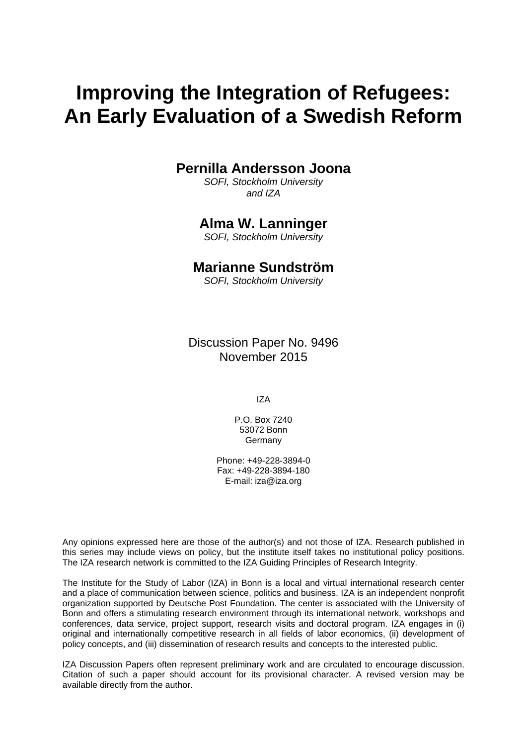# Improving the Integration of Refugees: An Early Evaluation of a Swedish Reform

**Pernilla Andersson Joona**

*SOFI, Stockholm University and IZA*

**Alma W. Lanninger**

*SOFI, Stockholm University*

**Marianne Sundström**

*SOFI, Stockholm University*

Discussion Paper No. 9496
November 2015

IZA

P.O. Box 7240
53072 Bonn
Germany

Phone: +49-228-3894-0
Fax: +49-228-3894-180
E-mail: iza@iza.org

Any opinions expressed here are those of the author(s) and not those of IZA. Research published in this series may include views on policy, but the institute itself takes no institutional policy positions. The IZA research network is committed to the IZA Guiding Principles of Research Integrity.

The Institute for the Study of Labor (IZA) in Bonn is a local and virtual international research center and a place of communication between science, politics and business. IZA is an independent nonprofit organization supported by Deutsche Post Foundation. The center is associated with the University of Bonn and offers a stimulating research environment through its international network, workshops and conferences, data service, project support, research visits and doctoral program. IZA engages in (i) original and internationally competitive research in all fields of labor economics, (ii) development of policy concepts, and (iii) dissemination of research results and concepts to the interested public.

IZA Discussion Papers often represent preliminary work and are circulated to encourage discussion. Citation of such a paper should account for its provisional character. A revised version may be available directly from the author.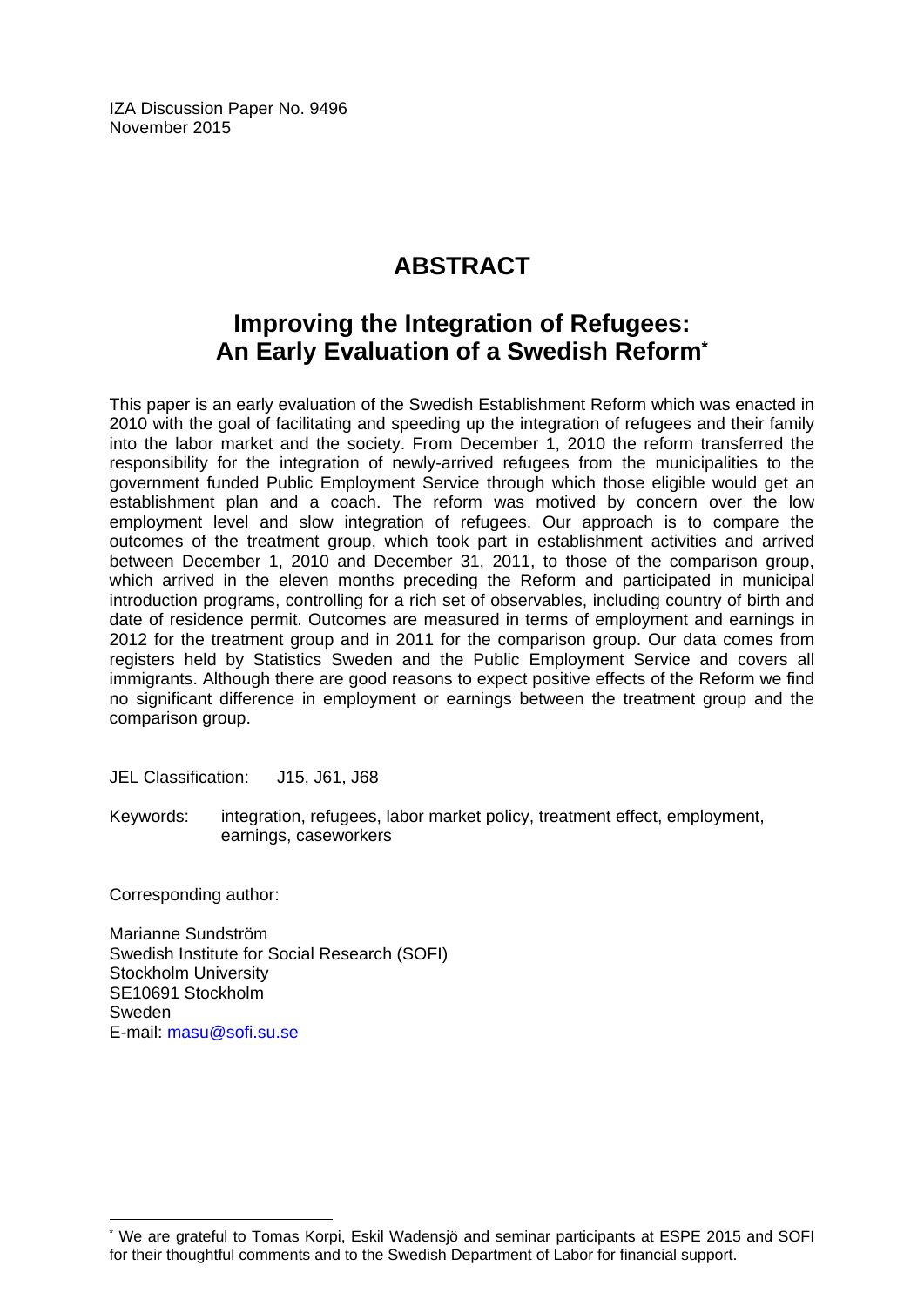IZA Discussion Paper No. 9496
November 2015

# ABSTRACT

## Improving the Integration of Refugees: An Early Evaluation of a Swedish Reform[*]

This paper is an early evaluation of the Swedish Establishment Reform which was enacted in 2010 with the goal of facilitating and speeding up the integration of refugees and their family into the labor market and the society. From December 1, 2010 the reform transferred the responsibility for the integration of newly-arrived refugees from the municipalities to the government funded Public Employment Service through which those eligible would get an establishment plan and a coach. The reform was motived by concern over the low employment level and slow integration of refugees. Our approach is to compare the outcomes of the treatment group, which took part in establishment activities and arrived between December 1, 2010 and December 31, 2011, to those of the comparison group, which arrived in the eleven months preceding the Reform and participated in municipal introduction programs, controlling for a rich set of observables, including country of birth and date of residence permit. Outcomes are measured in terms of employment and earnings in 2012 for the treatment group and in 2011 for the comparison group. Our data comes from registers held by Statistics Sweden and the Public Employment Service and covers all immigrants. Although there are good reasons to expect positive effects of the Reform we find no significant difference in employment or earnings between the treatment group and the comparison group.

JEL Classification: J15, J61, J68

Keywords: integration, refugees, labor market policy, treatment effect, employment, earnings, caseworkers

Corresponding author:

Marianne Sundström
Swedish Institute for Social Research (SOFI)
Stockholm University
SE10691 Stockholm
Sweden
E-mail: masu@sofi.su.se

[*] We are grateful to Tomas Korpi, Eskil Wadensjö and seminar participants at ESPE 2015 and SOFI for their thoughtful comments and to the Swedish Department of Labor for financial support.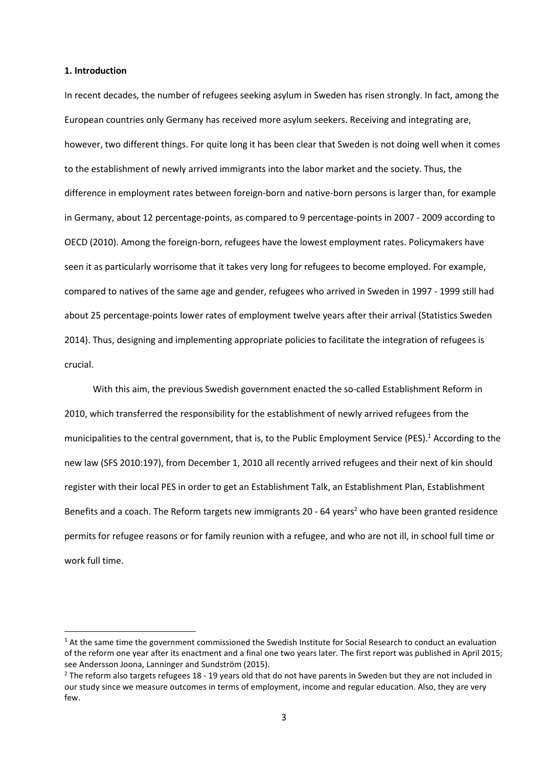**1. Introduction**

In recent decades, the number of refugees seeking asylum in Sweden has risen strongly. In fact, among the European countries only Germany has received more asylum seekers. Receiving and integrating are, however, two different things. For quite long it has been clear that Sweden is not doing well when it comes to the establishment of newly arrived immigrants into the labor market and the society. Thus, the difference in employment rates between foreign-born and native-born persons is larger than, for example in Germany, about 12 percentage-points, as compared to 9 percentage-points in 2007 - 2009 according to OECD (2010). Among the foreign-born, refugees have the lowest employment rates. Policymakers have seen it as particularly worrisome that it takes very long for refugees to become employed. For example, compared to natives of the same age and gender, refugees who arrived in Sweden in 1997 - 1999 still had about 25 percentage-points lower rates of employment twelve years after their arrival (Statistics Sweden 2014). Thus, designing and implementing appropriate policies to facilitate the integration of refugees is crucial.

With this aim, the previous Swedish government enacted the so-called Establishment Reform in 2010, which transferred the responsibility for the establishment of newly arrived refugees from the municipalities to the central government, that is, to the Public Employment Service (PES).[1] According to the new law (SFS 2010:197), from December 1, 2010 all recently arrived refugees and their next of kin should register with their local PES in order to get an Establishment Talk, an Establishment Plan, Establishment Benefits and a coach. The Reform targets new immigrants 20 - 64 years[2] who have been granted residence permits for refugee reasons or for family reunion with a refugee, and who are not ill, in school full time or work full time.

[1] At the same time the government commissioned the Swedish Institute for Social Research to conduct an evaluation of the reform one year after its enactment and a final one two years later. The first report was published in April 2015; see Andersson Joona, Lanninger and Sundström (2015).

[2] The reform also targets refugees 18 - 19 years old that do not have parents in Sweden but they are not included in our study since we measure outcomes in terms of employment, income and regular education. Also, they are very few.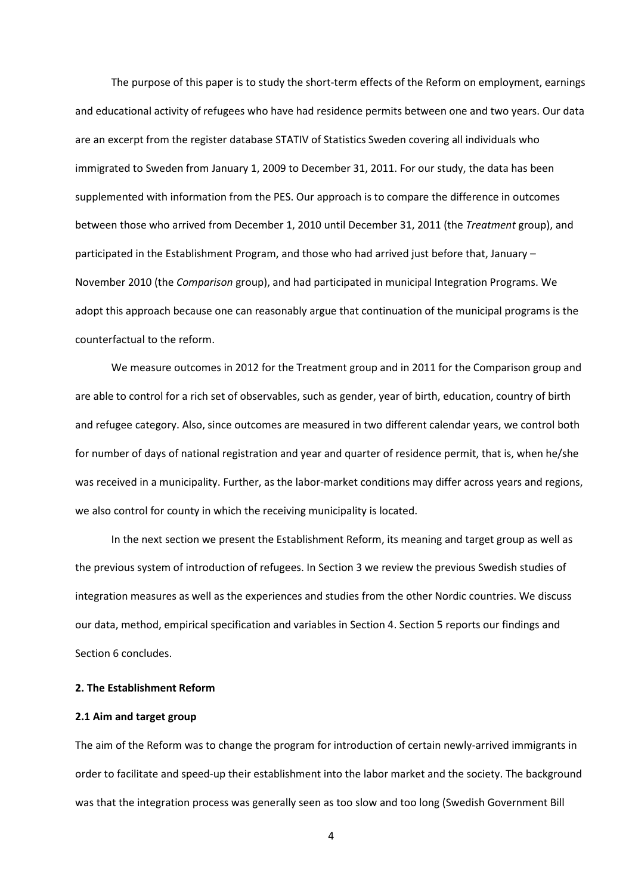The purpose of this paper is to study the short-term effects of the Reform on employment, earnings and educational activity of refugees who have had residence permits between one and two years. Our data are an excerpt from the register database STATIV of Statistics Sweden covering all individuals who immigrated to Sweden from January 1, 2009 to December 31, 2011. For our study, the data has been supplemented with information from the PES. Our approach is to compare the difference in outcomes between those who arrived from December 1, 2010 until December 31, 2011 (the *Treatment* group), and participated in the Establishment Program, and those who had arrived just before that, January – November 2010 (the *Comparison* group), and had participated in municipal Integration Programs. We adopt this approach because one can reasonably argue that continuation of the municipal programs is the counterfactual to the reform.

We measure outcomes in 2012 for the Treatment group and in 2011 for the Comparison group and are able to control for a rich set of observables, such as gender, year of birth, education, country of birth and refugee category. Also, since outcomes are measured in two different calendar years, we control both for number of days of national registration and year and quarter of residence permit, that is, when he/she was received in a municipality. Further, as the labor-market conditions may differ across years and regions, we also control for county in which the receiving municipality is located.

In the next section we present the Establishment Reform, its meaning and target group as well as the previous system of introduction of refugees. In Section 3 we review the previous Swedish studies of integration measures as well as the experiences and studies from the other Nordic countries. We discuss our data, method, empirical specification and variables in Section 4. Section 5 reports our findings and Section 6 concludes.

## 2. The Establishment Reform

### 2.1 Aim and target group

The aim of the Reform was to change the program for introduction of certain newly-arrived immigrants in order to facilitate and speed-up their establishment into the labor market and the society. The background was that the integration process was generally seen as too slow and too long (Swedish Government Bill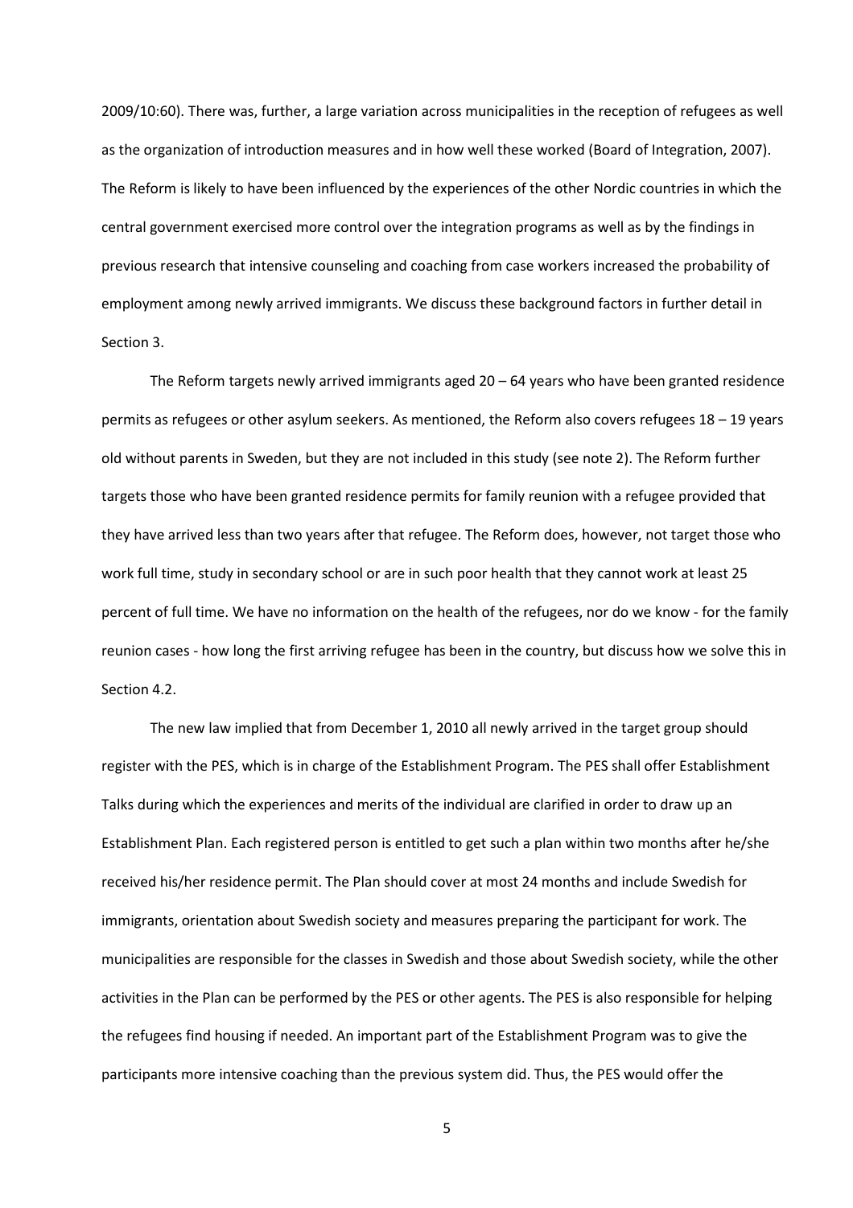2009/10:60). There was, further, a large variation across municipalities in the reception of refugees as well as the organization of introduction measures and in how well these worked (Board of Integration, 2007). The Reform is likely to have been influenced by the experiences of the other Nordic countries in which the central government exercised more control over the integration programs as well as by the findings in previous research that intensive counseling and coaching from case workers increased the probability of employment among newly arrived immigrants. We discuss these background factors in further detail in Section 3.

The Reform targets newly arrived immigrants aged 20 – 64 years who have been granted residence permits as refugees or other asylum seekers. As mentioned, the Reform also covers refugees 18 – 19 years old without parents in Sweden, but they are not included in this study (see note 2). The Reform further targets those who have been granted residence permits for family reunion with a refugee provided that they have arrived less than two years after that refugee. The Reform does, however, not target those who work full time, study in secondary school or are in such poor health that they cannot work at least 25 percent of full time. We have no information on the health of the refugees, nor do we know - for the family reunion cases - how long the first arriving refugee has been in the country, but discuss how we solve this in Section 4.2.

The new law implied that from December 1, 2010 all newly arrived in the target group should register with the PES, which is in charge of the Establishment Program. The PES shall offer Establishment Talks during which the experiences and merits of the individual are clarified in order to draw up an Establishment Plan. Each registered person is entitled to get such a plan within two months after he/she received his/her residence permit. The Plan should cover at most 24 months and include Swedish for immigrants, orientation about Swedish society and measures preparing the participant for work. The municipalities are responsible for the classes in Swedish and those about Swedish society, while the other activities in the Plan can be performed by the PES or other agents. The PES is also responsible for helping the refugees find housing if needed. An important part of the Establishment Program was to give the participants more intensive coaching than the previous system did. Thus, the PES would offer the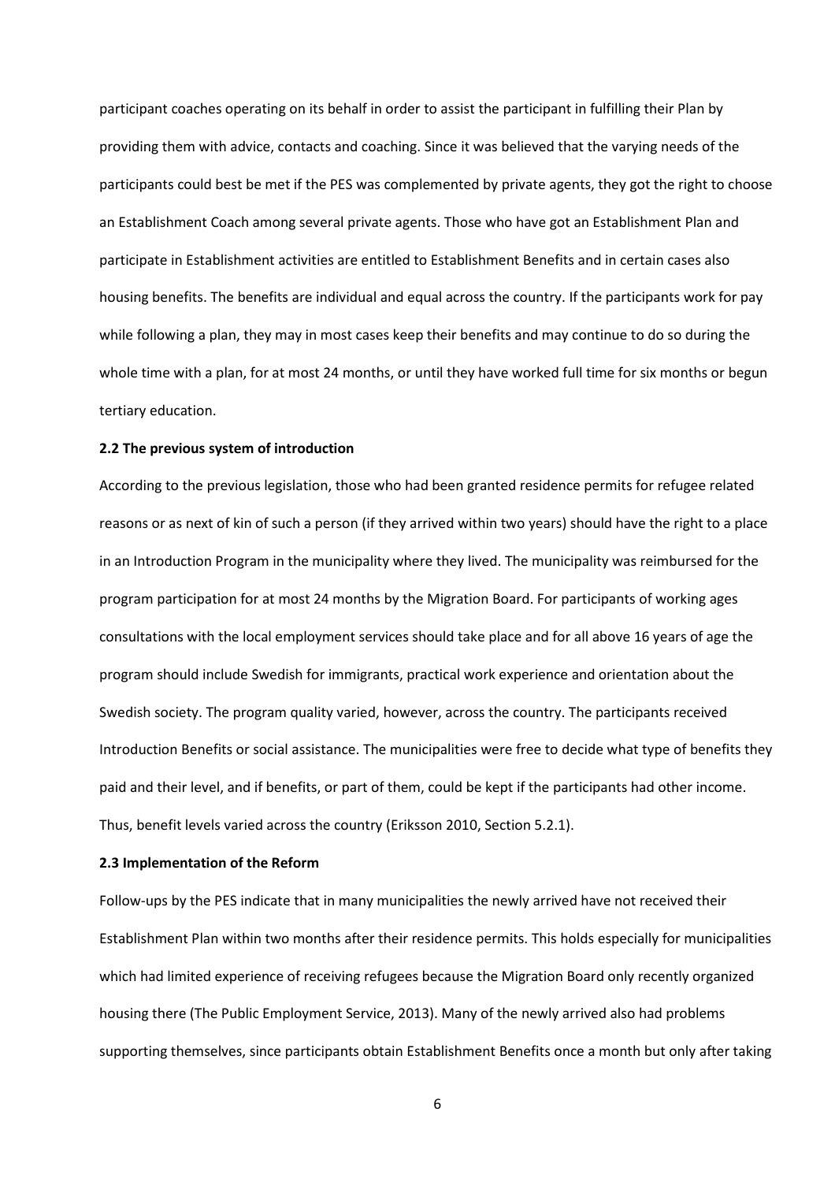participant coaches operating on its behalf in order to assist the participant in fulfilling their Plan by providing them with advice, contacts and coaching. Since it was believed that the varying needs of the participants could best be met if the PES was complemented by private agents, they got the right to choose an Establishment Coach among several private agents. Those who have got an Establishment Plan and participate in Establishment activities are entitled to Establishment Benefits and in certain cases also housing benefits. The benefits are individual and equal across the country. If the participants work for pay while following a plan, they may in most cases keep their benefits and may continue to do so during the whole time with a plan, for at most 24 months, or until they have worked full time for six months or begun tertiary education.

### 2.2 The previous system of introduction

According to the previous legislation, those who had been granted residence permits for refugee related reasons or as next of kin of such a person (if they arrived within two years) should have the right to a place in an Introduction Program in the municipality where they lived. The municipality was reimbursed for the program participation for at most 24 months by the Migration Board. For participants of working ages consultations with the local employment services should take place and for all above 16 years of age the program should include Swedish for immigrants, practical work experience and orientation about the Swedish society. The program quality varied, however, across the country. The participants received Introduction Benefits or social assistance. The municipalities were free to decide what type of benefits they paid and their level, and if benefits, or part of them, could be kept if the participants had other income. Thus, benefit levels varied across the country (Eriksson 2010, Section 5.2.1).

### 2.3 Implementation of the Reform

Follow-ups by the PES indicate that in many municipalities the newly arrived have not received their Establishment Plan within two months after their residence permits. This holds especially for municipalities which had limited experience of receiving refugees because the Migration Board only recently organized housing there (The Public Employment Service, 2013). Many of the newly arrived also had problems supporting themselves, since participants obtain Establishment Benefits once a month but only after taking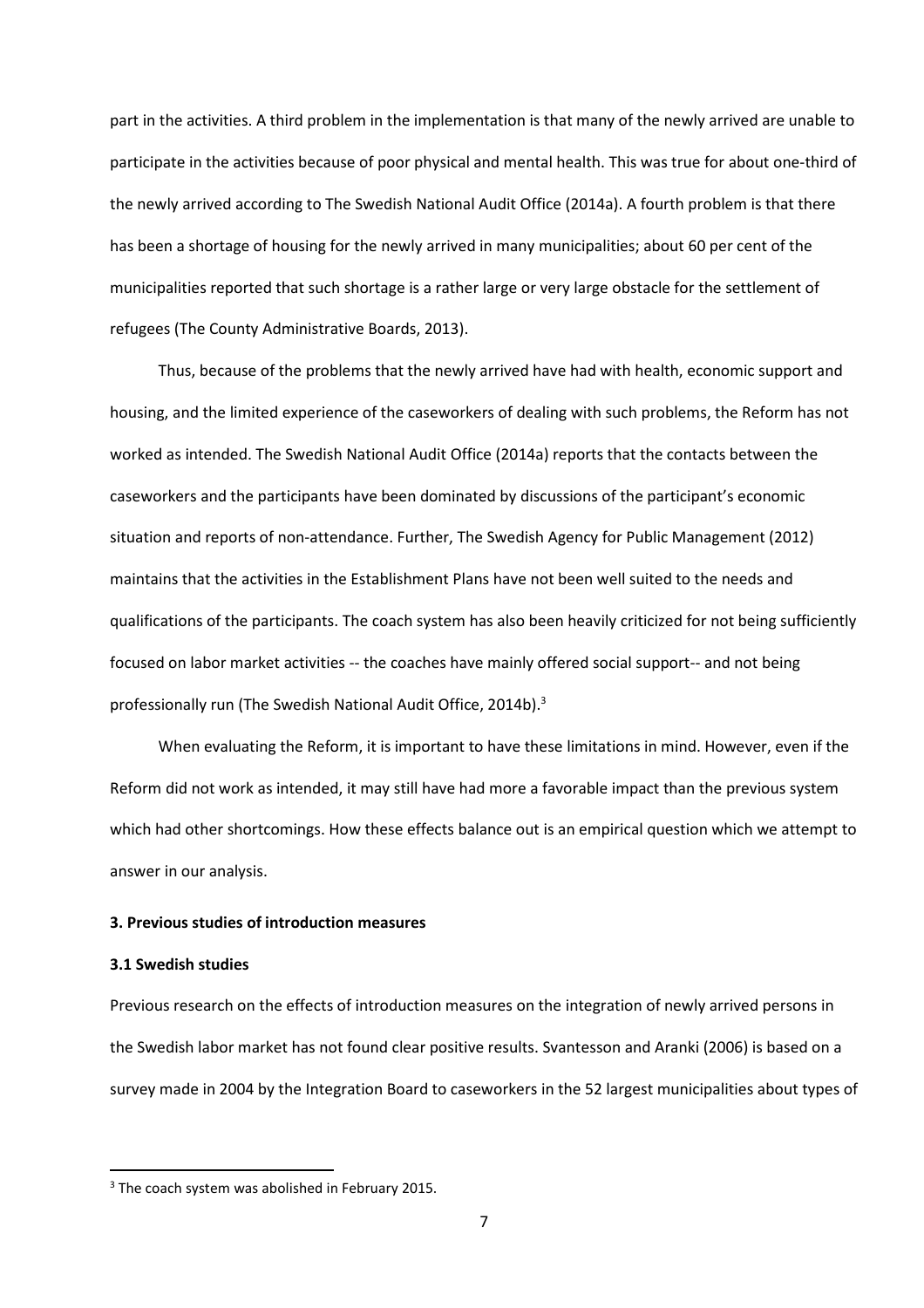part in the activities. A third problem in the implementation is that many of the newly arrived are unable to participate in the activities because of poor physical and mental health. This was true for about one-third of the newly arrived according to The Swedish National Audit Office (2014a). A fourth problem is that there has been a shortage of housing for the newly arrived in many municipalities; about 60 per cent of the municipalities reported that such shortage is a rather large or very large obstacle for the settlement of refugees (The County Administrative Boards, 2013).

Thus, because of the problems that the newly arrived have had with health, economic support and housing, and the limited experience of the caseworkers of dealing with such problems, the Reform has not worked as intended. The Swedish National Audit Office (2014a) reports that the contacts between the caseworkers and the participants have been dominated by discussions of the participant's economic situation and reports of non-attendance. Further, The Swedish Agency for Public Management (2012) maintains that the activities in the Establishment Plans have not been well suited to the needs and qualifications of the participants. The coach system has also been heavily criticized for not being sufficiently focused on labor market activities -- the coaches have mainly offered social support-- and not being professionally run (The Swedish National Audit Office, 2014b).[3]

When evaluating the Reform, it is important to have these limitations in mind. However, even if the Reform did not work as intended, it may still have had more a favorable impact than the previous system which had other shortcomings. How these effects balance out is an empirical question which we attempt to answer in our analysis.

## 3. Previous studies of introduction measures

### 3.1 Swedish studies

Previous research on the effects of introduction measures on the integration of newly arrived persons in the Swedish labor market has not found clear positive results. Svantesson and Aranki (2006) is based on a survey made in 2004 by the Integration Board to caseworkers in the 52 largest municipalities about types of

[3] The coach system was abolished in February 2015.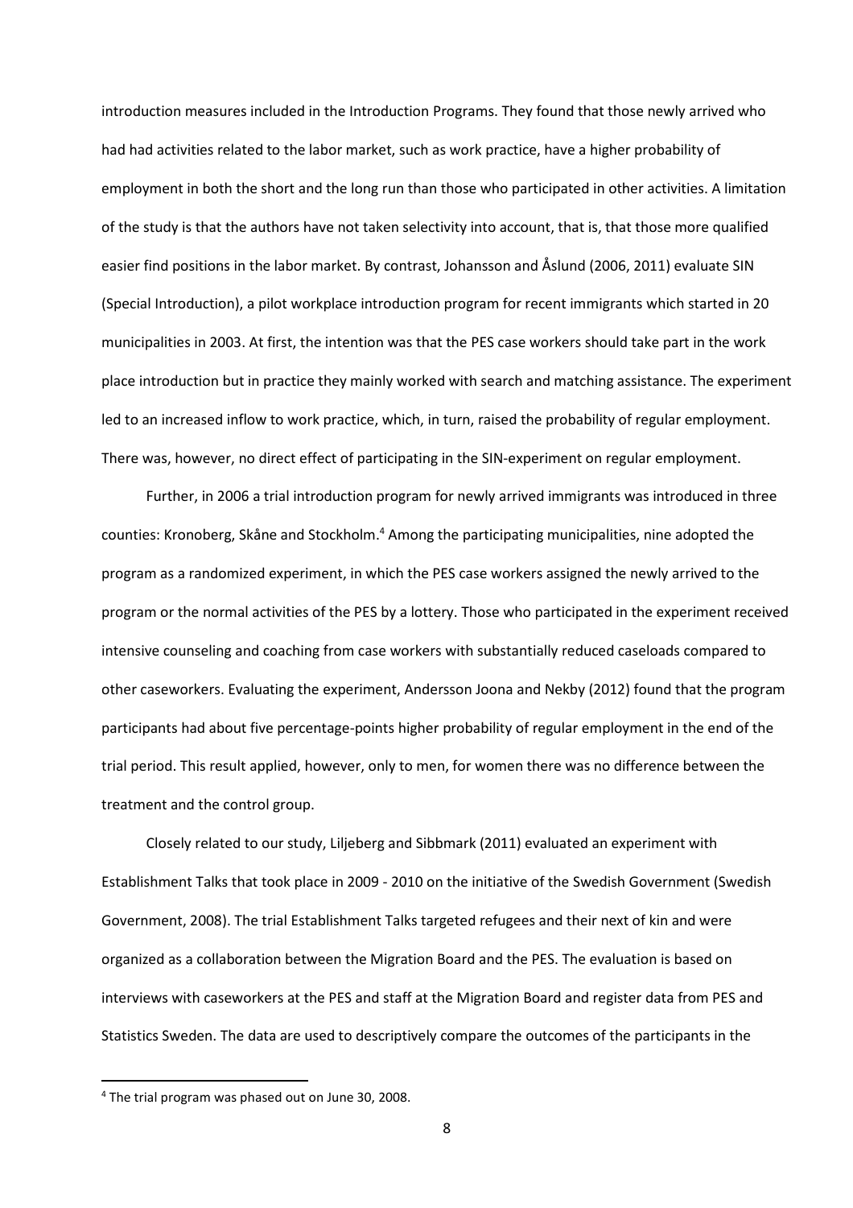introduction measures included in the Introduction Programs. They found that those newly arrived who had had activities related to the labor market, such as work practice, have a higher probability of employment in both the short and the long run than those who participated in other activities. A limitation of the study is that the authors have not taken selectivity into account, that is, that those more qualified easier find positions in the labor market. By contrast, Johansson and Åslund (2006, 2011) evaluate SIN (Special Introduction), a pilot workplace introduction program for recent immigrants which started in 20 municipalities in 2003. At first, the intention was that the PES case workers should take part in the work place introduction but in practice they mainly worked with search and matching assistance. The experiment led to an increased inflow to work practice, which, in turn, raised the probability of regular employment. There was, however, no direct effect of participating in the SIN-experiment on regular employment.

Further, in 2006 a trial introduction program for newly arrived immigrants was introduced in three counties: Kronoberg, Skåne and Stockholm.[4] Among the participating municipalities, nine adopted the program as a randomized experiment, in which the PES case workers assigned the newly arrived to the program or the normal activities of the PES by a lottery. Those who participated in the experiment received intensive counseling and coaching from case workers with substantially reduced caseloads compared to other caseworkers. Evaluating the experiment, Andersson Joona and Nekby (2012) found that the program participants had about five percentage-points higher probability of regular employment in the end of the trial period. This result applied, however, only to men, for women there was no difference between the treatment and the control group.

Closely related to our study, Liljeberg and Sibbmark (2011) evaluated an experiment with Establishment Talks that took place in 2009 - 2010 on the initiative of the Swedish Government (Swedish Government, 2008). The trial Establishment Talks targeted refugees and their next of kin and were organized as a collaboration between the Migration Board and the PES. The evaluation is based on interviews with caseworkers at the PES and staff at the Migration Board and register data from PES and Statistics Sweden. The data are used to descriptively compare the outcomes of the participants in the

[4] The trial program was phased out on June 30, 2008.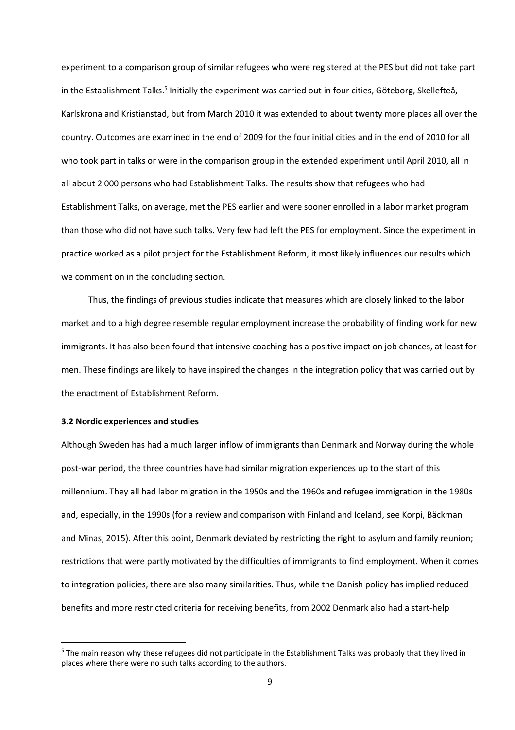experiment to a comparison group of similar refugees who were registered at the PES but did not take part in the Establishment Talks.[5] Initially the experiment was carried out in four cities, Göteborg, Skellefteå, Karlskrona and Kristianstad, but from March 2010 it was extended to about twenty more places all over the country. Outcomes are examined in the end of 2009 for the four initial cities and in the end of 2010 for all who took part in talks or were in the comparison group in the extended experiment until April 2010, all in all about 2 000 persons who had Establishment Talks. The results show that refugees who had Establishment Talks, on average, met the PES earlier and were sooner enrolled in a labor market program than those who did not have such talks. Very few had left the PES for employment. Since the experiment in practice worked as a pilot project for the Establishment Reform, it most likely influences our results which we comment on in the concluding section.

Thus, the findings of previous studies indicate that measures which are closely linked to the labor market and to a high degree resemble regular employment increase the probability of finding work for new immigrants. It has also been found that intensive coaching has a positive impact on job chances, at least for men. These findings are likely to have inspired the changes in the integration policy that was carried out by the enactment of Establishment Reform.

### 3.2 Nordic experiences and studies

Although Sweden has had a much larger inflow of immigrants than Denmark and Norway during the whole post-war period, the three countries have had similar migration experiences up to the start of this millennium. They all had labor migration in the 1950s and the 1960s and refugee immigration in the 1980s and, especially, in the 1990s (for a review and comparison with Finland and Iceland, see Korpi, Bäckman and Minas, 2015). After this point, Denmark deviated by restricting the right to asylum and family reunion; restrictions that were partly motivated by the difficulties of immigrants to find employment. When it comes to integration policies, there are also many similarities. Thus, while the Danish policy has implied reduced benefits and more restricted criteria for receiving benefits, from 2002 Denmark also had a start-help

[5] The main reason why these refugees did not participate in the Establishment Talks was probably that they lived in places where there were no such talks according to the authors.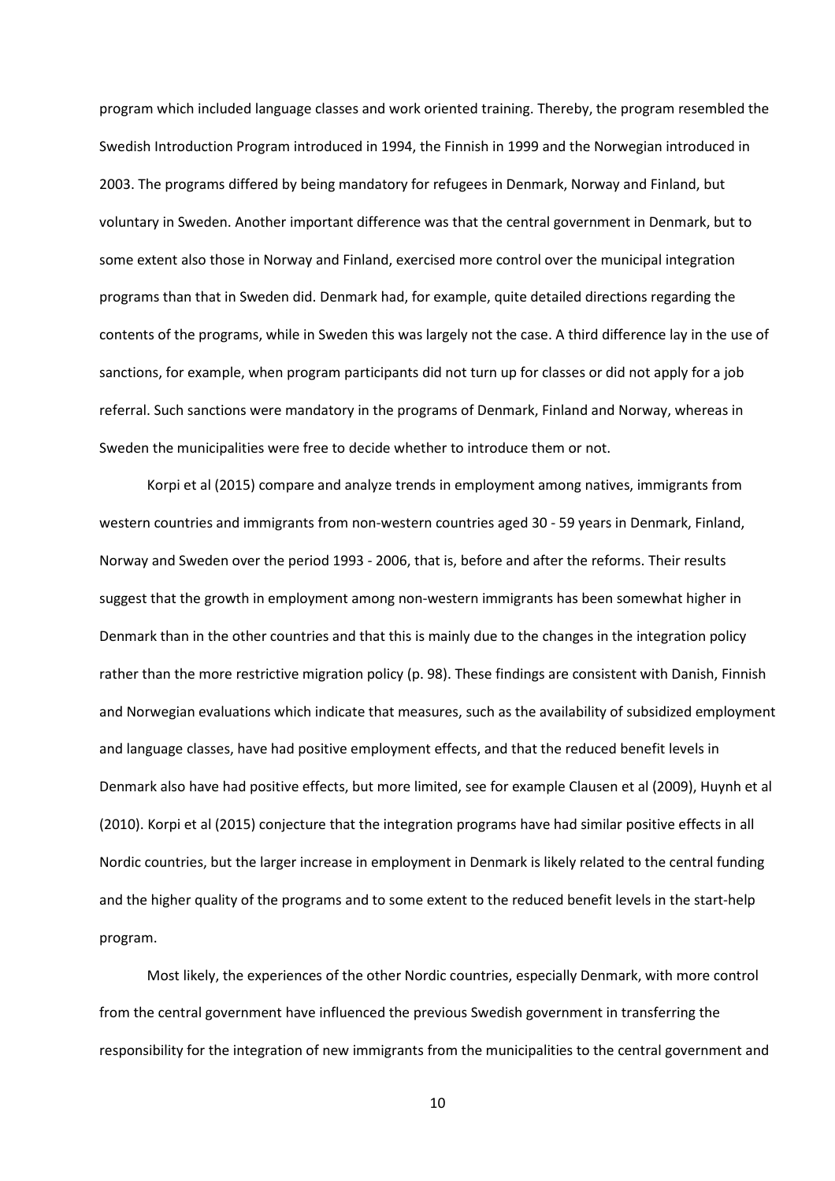program which included language classes and work oriented training. Thereby, the program resembled the Swedish Introduction Program introduced in 1994, the Finnish in 1999 and the Norwegian introduced in 2003. The programs differed by being mandatory for refugees in Denmark, Norway and Finland, but voluntary in Sweden. Another important difference was that the central government in Denmark, but to some extent also those in Norway and Finland, exercised more control over the municipal integration programs than that in Sweden did. Denmark had, for example, quite detailed directions regarding the contents of the programs, while in Sweden this was largely not the case. A third difference lay in the use of sanctions, for example, when program participants did not turn up for classes or did not apply for a job referral. Such sanctions were mandatory in the programs of Denmark, Finland and Norway, whereas in Sweden the municipalities were free to decide whether to introduce them or not.

Korpi et al (2015) compare and analyze trends in employment among natives, immigrants from western countries and immigrants from non-western countries aged 30 - 59 years in Denmark, Finland, Norway and Sweden over the period 1993 - 2006, that is, before and after the reforms. Their results suggest that the growth in employment among non-western immigrants has been somewhat higher in Denmark than in the other countries and that this is mainly due to the changes in the integration policy rather than the more restrictive migration policy (p. 98). These findings are consistent with Danish, Finnish and Norwegian evaluations which indicate that measures, such as the availability of subsidized employment and language classes, have had positive employment effects, and that the reduced benefit levels in Denmark also have had positive effects, but more limited, see for example Clausen et al (2009), Huynh et al (2010). Korpi et al (2015) conjecture that the integration programs have had similar positive effects in all Nordic countries, but the larger increase in employment in Denmark is likely related to the central funding and the higher quality of the programs and to some extent to the reduced benefit levels in the start-help program.

Most likely, the experiences of the other Nordic countries, especially Denmark, with more control from the central government have influenced the previous Swedish government in transferring the responsibility for the integration of new immigrants from the municipalities to the central government and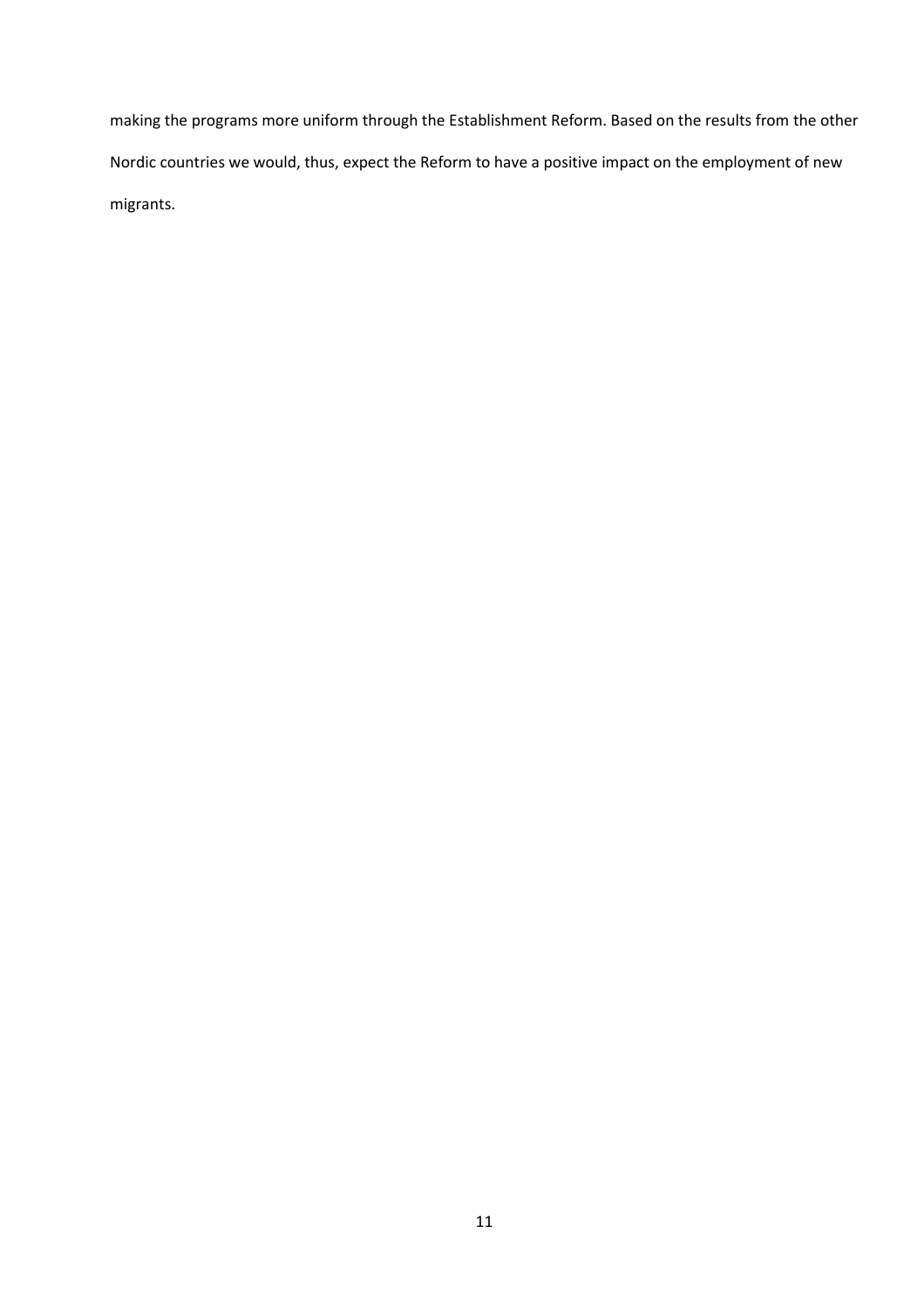making the programs more uniform through the Establishment Reform. Based on the results from the other Nordic countries we would, thus, expect the Reform to have a positive impact on the employment of new migrants.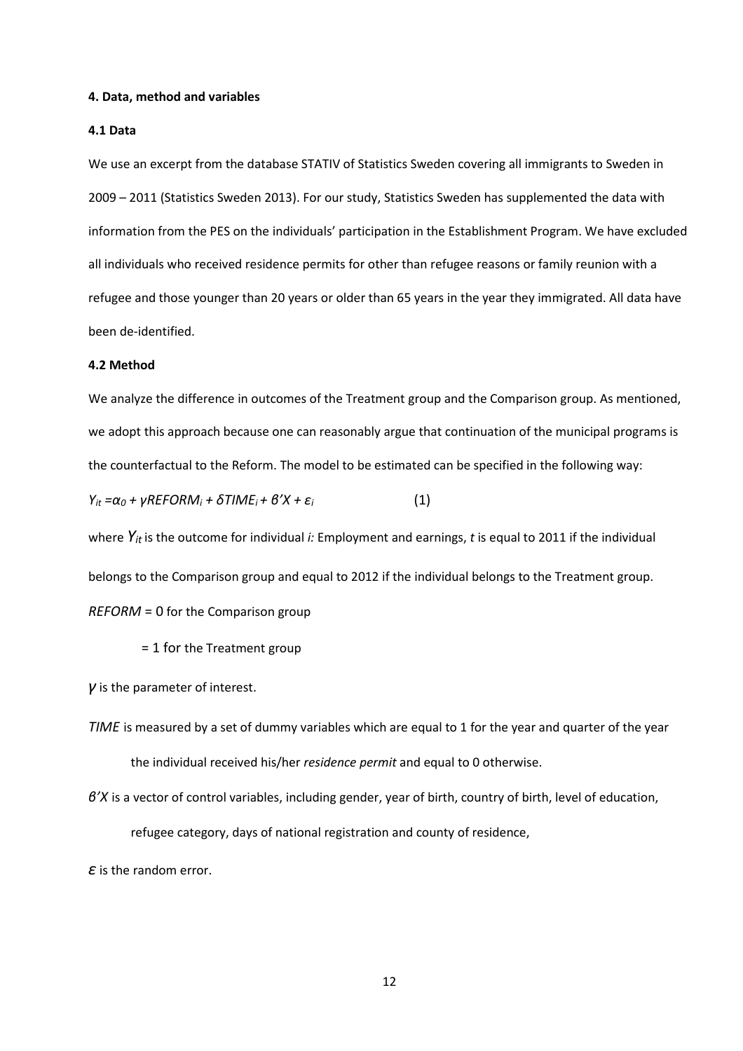### 4. Data, method and variables

#### 4.1 Data

We use an excerpt from the database STATIV of Statistics Sweden covering all immigrants to Sweden in 2009 – 2011 (Statistics Sweden 2013). For our study, Statistics Sweden has supplemented the data with information from the PES on the individuals' participation in the Establishment Program. We have excluded all individuals who received residence permits for other than refugee reasons or family reunion with a refugee and those younger than 20 years or older than 65 years in the year they immigrated. All data have been de-identified.

#### 4.2 Method

We analyze the difference in outcomes of the Treatment group and the Comparison group. As mentioned, we adopt this approach because one can reasonably argue that continuation of the municipal programs is the counterfactual to the Reform. The model to be estimated can be specified in the following way:

$$Y_{it} = \alpha_0 + \gamma REFORM_i + \delta TIME_i + \beta' X + \varepsilon_i \qquad (1)$$

where $Y_{it}$ is the outcome for individual *i:* Employment and earnings, *t* is equal to 2011 if the individual belongs to the Comparison group and equal to 2012 if the individual belongs to the Treatment group.

*REFORM* = 0 for the Comparison group

= 1 for the Treatment group

$\gamma$ is the parameter of interest.

*TIME* is measured by a set of dummy variables which are equal to 1 for the year and quarter of the year the individual received his/her *residence permit* and equal to 0 otherwise.

$\beta' X$ is a vector of control variables, including gender, year of birth, country of birth, level of education, refugee category, days of national registration and county of residence,

$\varepsilon$ is the random error.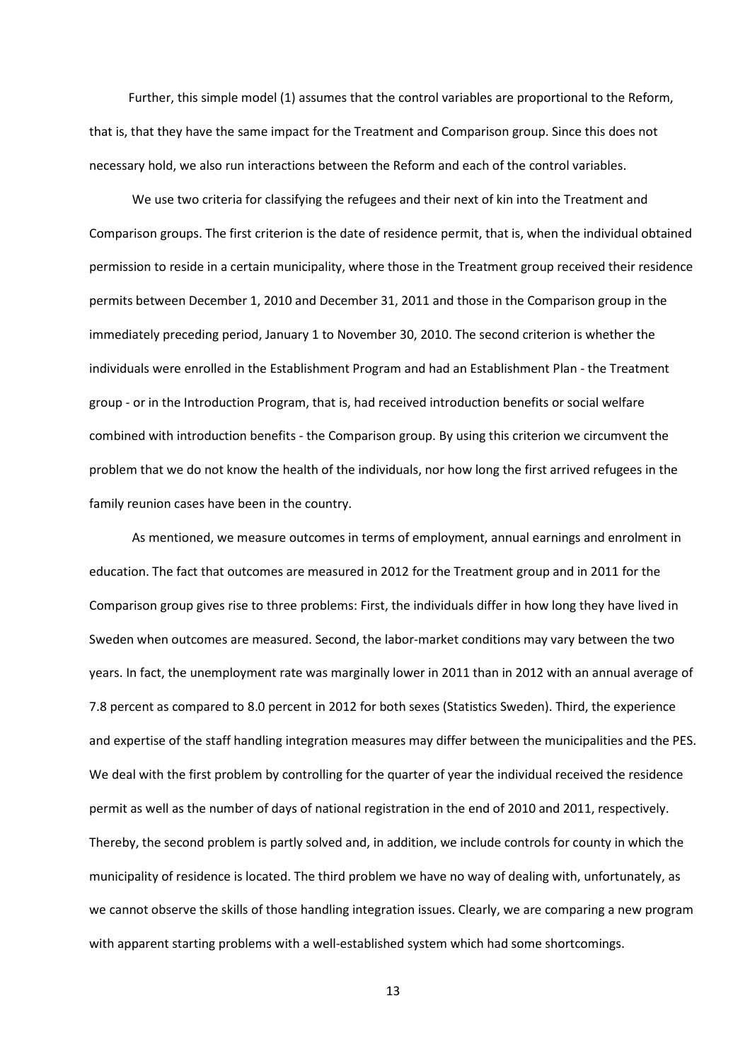Further, this simple model (1) assumes that the control variables are proportional to the Reform, that is, that they have the same impact for the Treatment and Comparison group. Since this does not necessary hold, we also run interactions between the Reform and each of the control variables.

We use two criteria for classifying the refugees and their next of kin into the Treatment and Comparison groups. The first criterion is the date of residence permit, that is, when the individual obtained permission to reside in a certain municipality, where those in the Treatment group received their residence permits between December 1, 2010 and December 31, 2011 and those in the Comparison group in the immediately preceding period, January 1 to November 30, 2010. The second criterion is whether the individuals were enrolled in the Establishment Program and had an Establishment Plan - the Treatment group - or in the Introduction Program, that is, had received introduction benefits or social welfare combined with introduction benefits - the Comparison group. By using this criterion we circumvent the problem that we do not know the health of the individuals, nor how long the first arrived refugees in the family reunion cases have been in the country.

As mentioned, we measure outcomes in terms of employment, annual earnings and enrolment in education. The fact that outcomes are measured in 2012 for the Treatment group and in 2011 for the Comparison group gives rise to three problems: First, the individuals differ in how long they have lived in Sweden when outcomes are measured. Second, the labor-market conditions may vary between the two years. In fact, the unemployment rate was marginally lower in 2011 than in 2012 with an annual average of 7.8 percent as compared to 8.0 percent in 2012 for both sexes (Statistics Sweden). Third, the experience and expertise of the staff handling integration measures may differ between the municipalities and the PES. We deal with the first problem by controlling for the quarter of year the individual received the residence permit as well as the number of days of national registration in the end of 2010 and 2011, respectively. Thereby, the second problem is partly solved and, in addition, we include controls for county in which the municipality of residence is located. The third problem we have no way of dealing with, unfortunately, as we cannot observe the skills of those handling integration issues. Clearly, we are comparing a new program with apparent starting problems with a well-established system which had some shortcomings.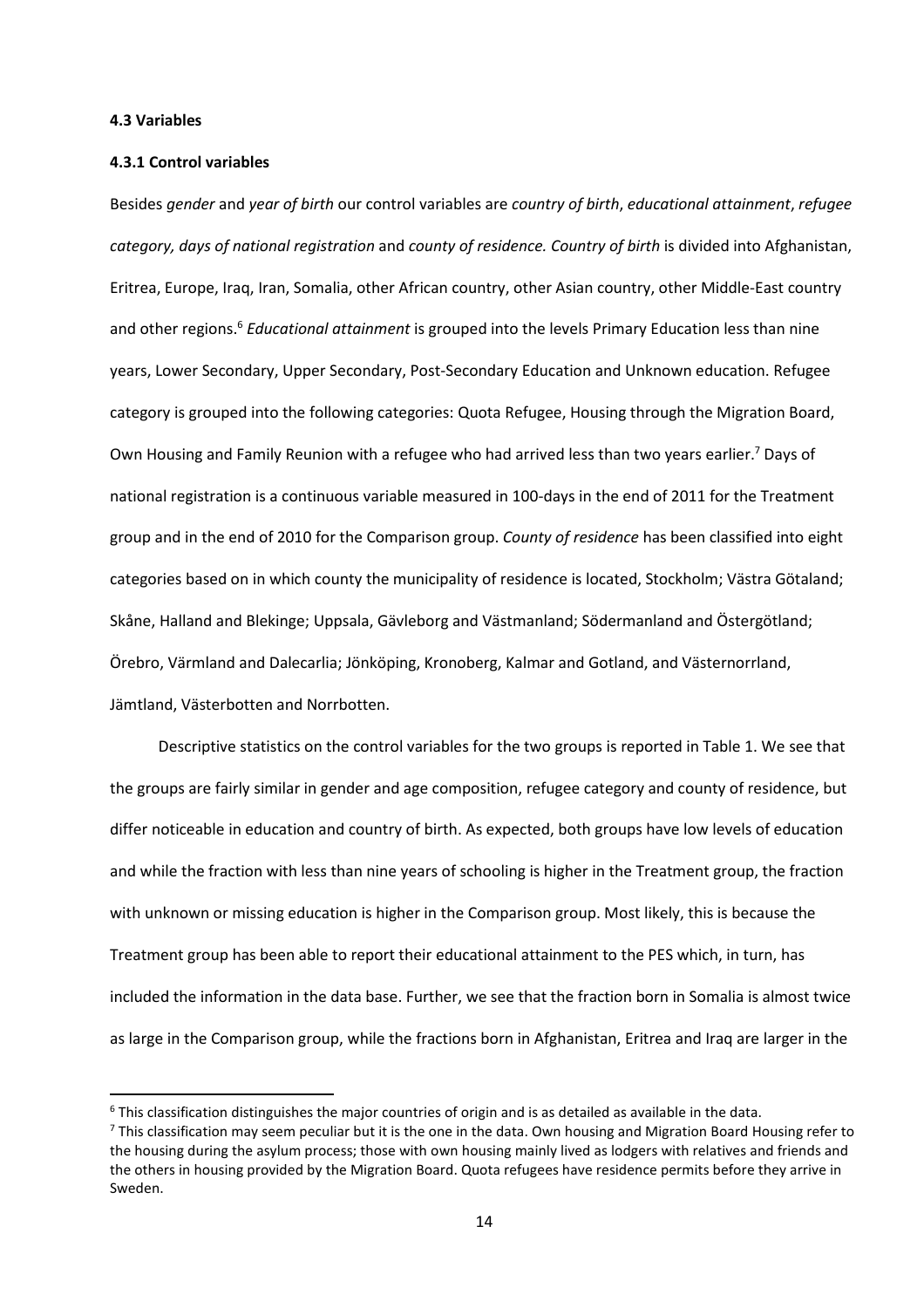#### 4.3 Variables

#### 4.3.1 Control variables

Besides *gender* and *year of birth* our control variables are *country of birth*, *educational attainment*, *refugee category, days of national registration* and *county of residence. Country of birth* is divided into Afghanistan, Eritrea, Europe, Iraq, Iran, Somalia, other African country, other Asian country, other Middle-East country and other regions.[6] *Educational attainment* is grouped into the levels Primary Education less than nine years, Lower Secondary, Upper Secondary, Post-Secondary Education and Unknown education. Refugee category is grouped into the following categories: Quota Refugee, Housing through the Migration Board, Own Housing and Family Reunion with a refugee who had arrived less than two years earlier.[7] Days of national registration is a continuous variable measured in 100-days in the end of 2011 for the Treatment group and in the end of 2010 for the Comparison group. *County of residence* has been classified into eight categories based on in which county the municipality of residence is located, Stockholm; Västra Götaland; Skåne, Halland and Blekinge; Uppsala, Gävleborg and Västmanland; Södermanland and Östergötland; Örebro, Värmland and Dalecarlia; Jönköping, Kronoberg, Kalmar and Gotland, and Västernorrland, Jämtland, Västerbotten and Norrbotten.

Descriptive statistics on the control variables for the two groups is reported in Table 1. We see that the groups are fairly similar in gender and age composition, refugee category and county of residence, but differ noticeable in education and country of birth. As expected, both groups have low levels of education and while the fraction with less than nine years of schooling is higher in the Treatment group, the fraction with unknown or missing education is higher in the Comparison group. Most likely, this is because the Treatment group has been able to report their educational attainment to the PES which, in turn, has included the information in the data base. Further, we see that the fraction born in Somalia is almost twice as large in the Comparison group, while the fractions born in Afghanistan, Eritrea and Iraq are larger in the

---

[6] This classification distinguishes the major countries of origin and is as detailed as available in the data.

[7] This classification may seem peculiar but it is the one in the data. Own housing and Migration Board Housing refer to the housing during the asylum process; those with own housing mainly lived as lodgers with relatives and friends and the others in housing provided by the Migration Board. Quota refugees have residence permits before they arrive in Sweden.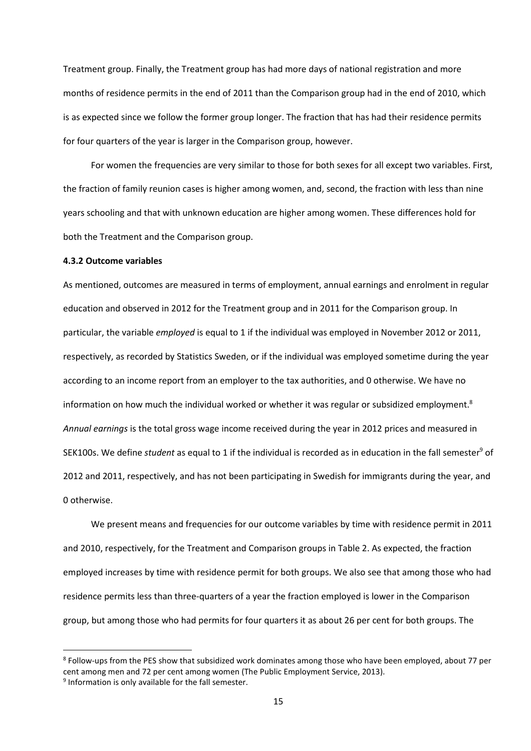Treatment group. Finally, the Treatment group has had more days of national registration and more months of residence permits in the end of 2011 than the Comparison group had in the end of 2010, which is as expected since we follow the former group longer. The fraction that has had their residence permits for four quarters of the year is larger in the Comparison group, however.

For women the frequencies are very similar to those for both sexes for all except two variables. First, the fraction of family reunion cases is higher among women, and, second, the fraction with less than nine years schooling and that with unknown education are higher among women. These differences hold for both the Treatment and the Comparison group.

**4.3.2 Outcome variables**

As mentioned, outcomes are measured in terms of employment, annual earnings and enrolment in regular education and observed in 2012 for the Treatment group and in 2011 for the Comparison group. In particular, the variable *employed* is equal to 1 if the individual was employed in November 2012 or 2011, respectively, as recorded by Statistics Sweden, or if the individual was employed sometime during the year according to an income report from an employer to the tax authorities, and 0 otherwise. We have no information on how much the individual worked or whether it was regular or subsidized employment.[8] *Annual earnings* is the total gross wage income received during the year in 2012 prices and measured in SEK100s. We define *student* as equal to 1 if the individual is recorded as in education in the fall semester[9] of 2012 and 2011, respectively, and has not been participating in Swedish for immigrants during the year, and 0 otherwise.

We present means and frequencies for our outcome variables by time with residence permit in 2011 and 2010, respectively, for the Treatment and Comparison groups in Table 2. As expected, the fraction employed increases by time with residence permit for both groups. We also see that among those who had residence permits less than three-quarters of a year the fraction employed is lower in the Comparison group, but among those who had permits for four quarters it as about 26 per cent for both groups. The

[8] Follow-ups from the PES show that subsidized work dominates among those who have been employed, about 77 per cent among men and 72 per cent among women (The Public Employment Service, 2013).

[9] Information is only available for the fall semester.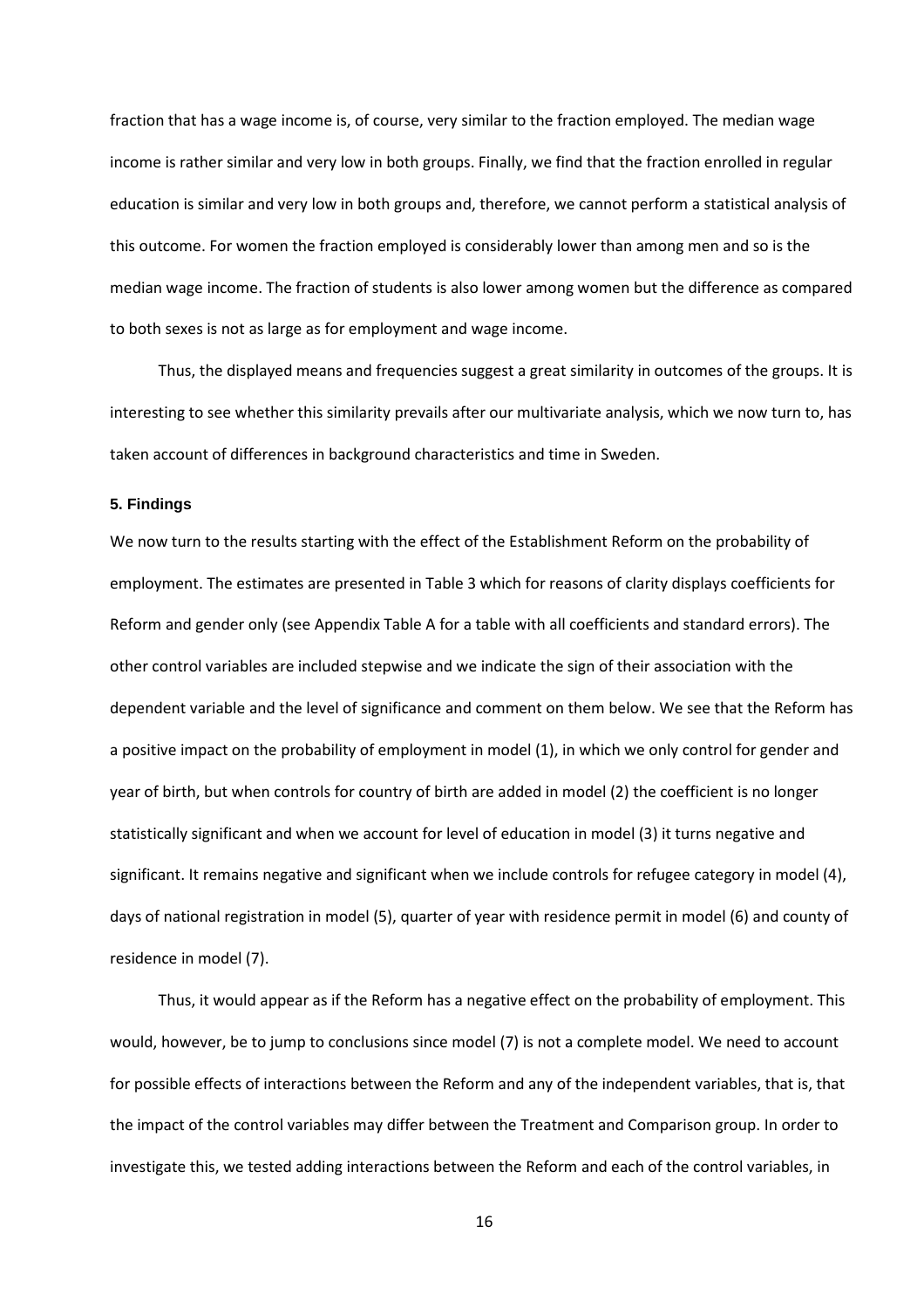fraction that has a wage income is, of course, very similar to the fraction employed. The median wage income is rather similar and very low in both groups. Finally, we find that the fraction enrolled in regular education is similar and very low in both groups and, therefore, we cannot perform a statistical analysis of this outcome. For women the fraction employed is considerably lower than among men and so is the median wage income. The fraction of students is also lower among women but the difference as compared to both sexes is not as large as for employment and wage income.

Thus, the displayed means and frequencies suggest a great similarity in outcomes of the groups. It is interesting to see whether this similarity prevails after our multivariate analysis, which we now turn to, has taken account of differences in background characteristics and time in Sweden.

## 5. Findings

We now turn to the results starting with the effect of the Establishment Reform on the probability of employment. The estimates are presented in Table 3 which for reasons of clarity displays coefficients for Reform and gender only (see Appendix Table A for a table with all coefficients and standard errors). The other control variables are included stepwise and we indicate the sign of their association with the dependent variable and the level of significance and comment on them below. We see that the Reform has a positive impact on the probability of employment in model (1), in which we only control for gender and year of birth, but when controls for country of birth are added in model (2) the coefficient is no longer statistically significant and when we account for level of education in model (3) it turns negative and significant. It remains negative and significant when we include controls for refugee category in model (4), days of national registration in model (5), quarter of year with residence permit in model (6) and county of residence in model (7).

Thus, it would appear as if the Reform has a negative effect on the probability of employment. This would, however, be to jump to conclusions since model (7) is not a complete model. We need to account for possible effects of interactions between the Reform and any of the independent variables, that is, that the impact of the control variables may differ between the Treatment and Comparison group. In order to investigate this, we tested adding interactions between the Reform and each of the control variables, in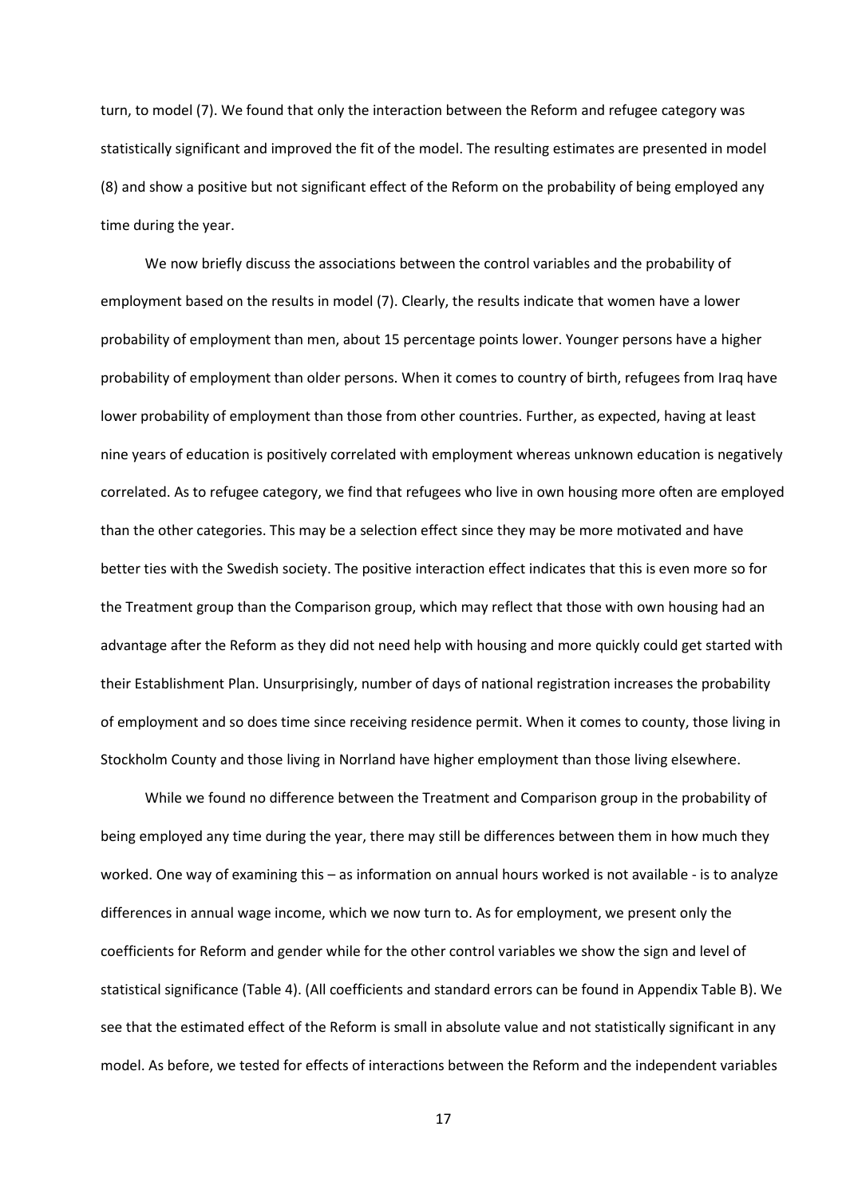turn, to model (7). We found that only the interaction between the Reform and refugee category was statistically significant and improved the fit of the model. The resulting estimates are presented in model (8) and show a positive but not significant effect of the Reform on the probability of being employed any time during the year.

We now briefly discuss the associations between the control variables and the probability of employment based on the results in model (7). Clearly, the results indicate that women have a lower probability of employment than men, about 15 percentage points lower. Younger persons have a higher probability of employment than older persons. When it comes to country of birth, refugees from Iraq have lower probability of employment than those from other countries. Further, as expected, having at least nine years of education is positively correlated with employment whereas unknown education is negatively correlated. As to refugee category, we find that refugees who live in own housing more often are employed than the other categories. This may be a selection effect since they may be more motivated and have better ties with the Swedish society. The positive interaction effect indicates that this is even more so for the Treatment group than the Comparison group, which may reflect that those with own housing had an advantage after the Reform as they did not need help with housing and more quickly could get started with their Establishment Plan. Unsurprisingly, number of days of national registration increases the probability of employment and so does time since receiving residence permit. When it comes to county, those living in Stockholm County and those living in Norrland have higher employment than those living elsewhere.

While we found no difference between the Treatment and Comparison group in the probability of being employed any time during the year, there may still be differences between them in how much they worked. One way of examining this – as information on annual hours worked is not available - is to analyze differences in annual wage income, which we now turn to. As for employment, we present only the coefficients for Reform and gender while for the other control variables we show the sign and level of statistical significance (Table 4). (All coefficients and standard errors can be found in Appendix Table B). We see that the estimated effect of the Reform is small in absolute value and not statistically significant in any model. As before, we tested for effects of interactions between the Reform and the independent variables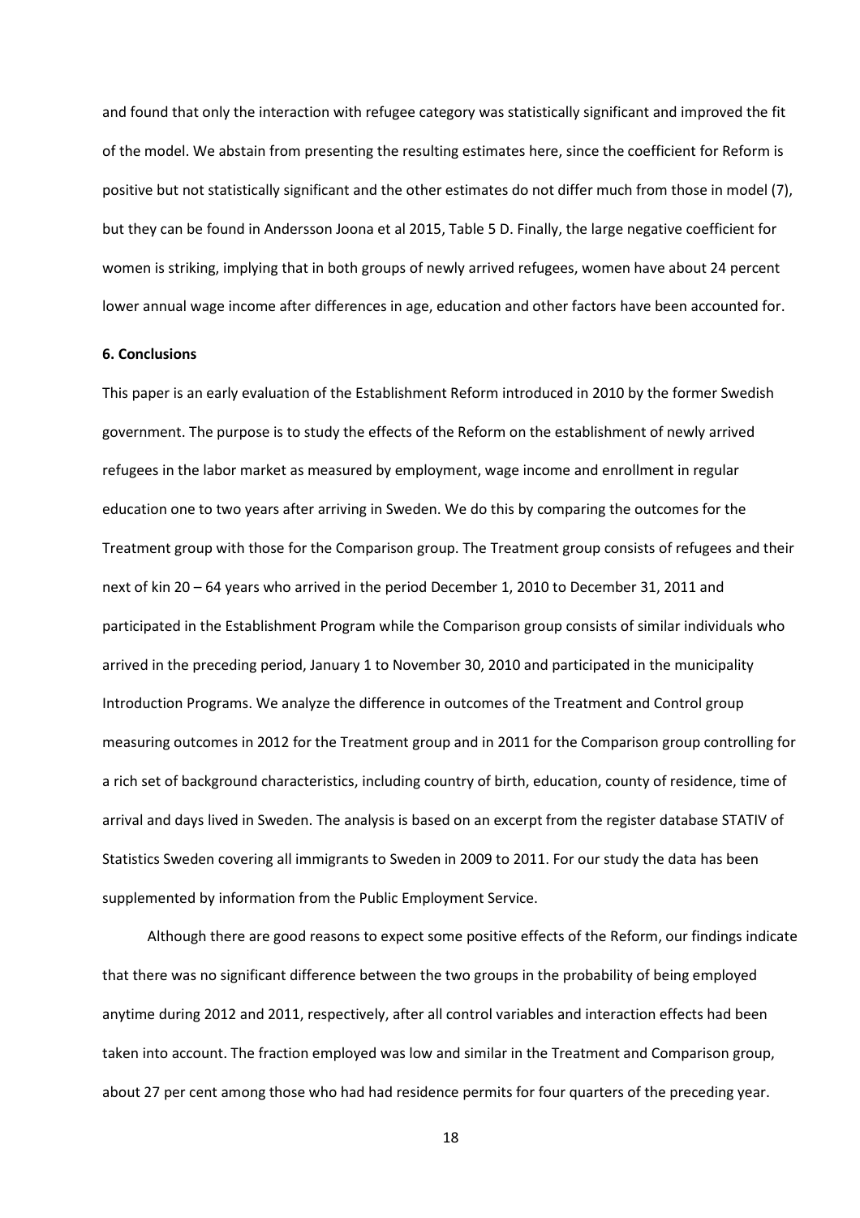and found that only the interaction with refugee category was statistically significant and improved the fit of the model. We abstain from presenting the resulting estimates here, since the coefficient for Reform is positive but not statistically significant and the other estimates do not differ much from those in model (7), but they can be found in Andersson Joona et al 2015, Table 5 D. Finally, the large negative coefficient for women is striking, implying that in both groups of newly arrived refugees, women have about 24 percent lower annual wage income after differences in age, education and other factors have been accounted for.

## 6. Conclusions

This paper is an early evaluation of the Establishment Reform introduced in 2010 by the former Swedish government. The purpose is to study the effects of the Reform on the establishment of newly arrived refugees in the labor market as measured by employment, wage income and enrollment in regular education one to two years after arriving in Sweden. We do this by comparing the outcomes for the Treatment group with those for the Comparison group. The Treatment group consists of refugees and their next of kin 20 – 64 years who arrived in the period December 1, 2010 to December 31, 2011 and participated in the Establishment Program while the Comparison group consists of similar individuals who arrived in the preceding period, January 1 to November 30, 2010 and participated in the municipality Introduction Programs. We analyze the difference in outcomes of the Treatment and Control group measuring outcomes in 2012 for the Treatment group and in 2011 for the Comparison group controlling for a rich set of background characteristics, including country of birth, education, county of residence, time of arrival and days lived in Sweden. The analysis is based on an excerpt from the register database STATIV of Statistics Sweden covering all immigrants to Sweden in 2009 to 2011. For our study the data has been supplemented by information from the Public Employment Service.

Although there are good reasons to expect some positive effects of the Reform, our findings indicate that there was no significant difference between the two groups in the probability of being employed anytime during 2012 and 2011, respectively, after all control variables and interaction effects had been taken into account. The fraction employed was low and similar in the Treatment and Comparison group, about 27 per cent among those who had had residence permits for four quarters of the preceding year.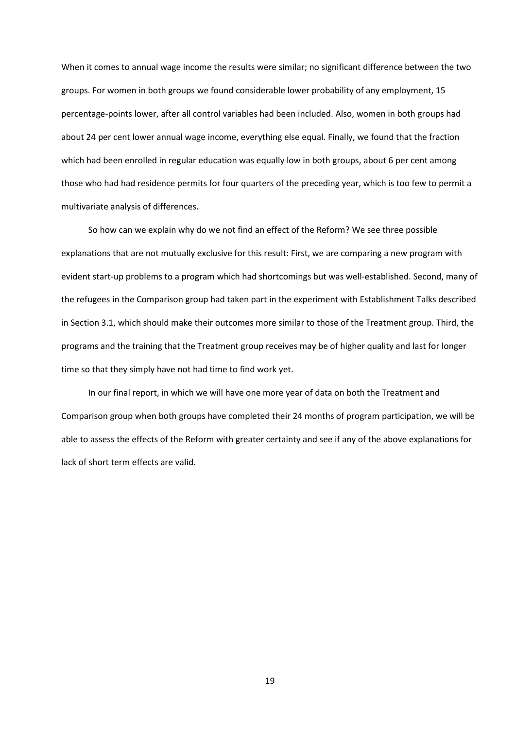When it comes to annual wage income the results were similar; no significant difference between the two groups. For women in both groups we found considerable lower probability of any employment, 15 percentage-points lower, after all control variables had been included. Also, women in both groups had about 24 per cent lower annual wage income, everything else equal. Finally, we found that the fraction which had been enrolled in regular education was equally low in both groups, about 6 per cent among those who had had residence permits for four quarters of the preceding year, which is too few to permit a multivariate analysis of differences.

So how can we explain why do we not find an effect of the Reform? We see three possible explanations that are not mutually exclusive for this result: First, we are comparing a new program with evident start-up problems to a program which had shortcomings but was well-established. Second, many of the refugees in the Comparison group had taken part in the experiment with Establishment Talks described in Section 3.1, which should make their outcomes more similar to those of the Treatment group. Third, the programs and the training that the Treatment group receives may be of higher quality and last for longer time so that they simply have not had time to find work yet.

In our final report, in which we will have one more year of data on both the Treatment and Comparison group when both groups have completed their 24 months of program participation, we will be able to assess the effects of the Reform with greater certainty and see if any of the above explanations for lack of short term effects are valid.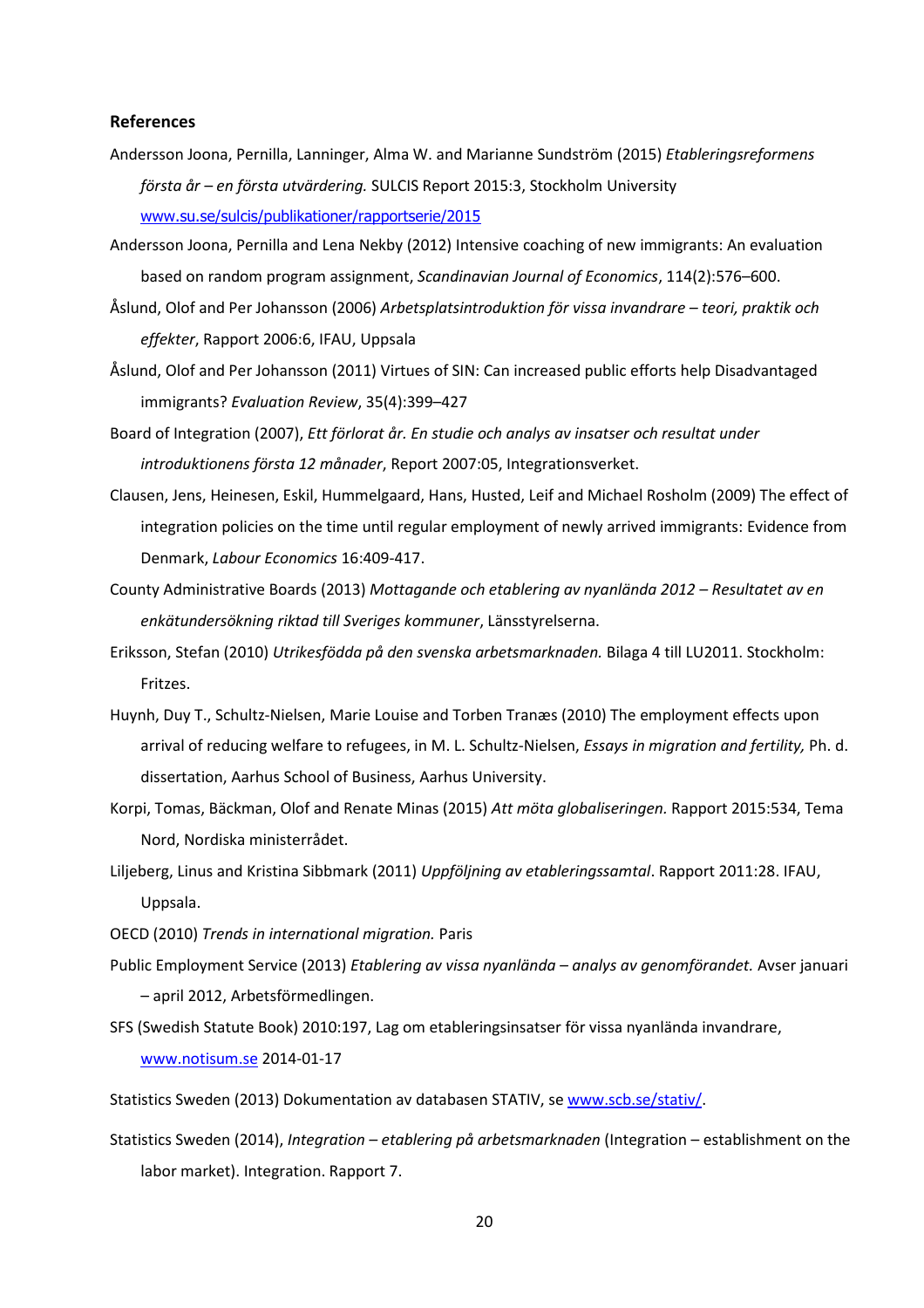**References**

Andersson Joona, Pernilla, Lanninger, Alma W. and Marianne Sundström (2015) *Etableringsreformens första år – en första utvärdering.* SULCIS Report 2015:3, Stockholm University www.su.se/sulcis/publikationer/rapportserie/2015

Andersson Joona, Pernilla and Lena Nekby (2012) Intensive coaching of new immigrants: An evaluation based on random program assignment, *Scandinavian Journal of Economics*, 114(2):576–600.

Åslund, Olof and Per Johansson (2006) *Arbetsplatsintroduktion för vissa invandrare – teori, praktik och effekter*, Rapport 2006:6, IFAU, Uppsala

Åslund, Olof and Per Johansson (2011) Virtues of SIN: Can increased public efforts help Disadvantaged immigrants? *Evaluation Review*, 35(4):399–427

Board of Integration (2007), *Ett förlorat år. En studie och analys av insatser och resultat under introduktionens första 12 månader*, Report 2007:05, Integrationsverket.

Clausen, Jens, Heinesen, Eskil, Hummelgaard, Hans, Husted, Leif and Michael Rosholm (2009) The effect of integration policies on the time until regular employment of newly arrived immigrants: Evidence from Denmark, *Labour Economics* 16:409-417.

County Administrative Boards (2013) *Mottagande och etablering av nyanlända 2012 – Resultatet av en enkätundersökning riktad till Sveriges kommuner*, Länsstyrelserna.

Eriksson, Stefan (2010) *Utrikesfödda på den svenska arbetsmarknaden.* Bilaga 4 till LU2011. Stockholm: Fritzes.

Huynh, Duy T., Schultz-Nielsen, Marie Louise and Torben Tranæs (2010) The employment effects upon arrival of reducing welfare to refugees, in M. L. Schultz-Nielsen, *Essays in migration and fertility,* Ph. d. dissertation, Aarhus School of Business, Aarhus University.

Korpi, Tomas, Bäckman, Olof and Renate Minas (2015) *Att möta globaliseringen.* Rapport 2015:534, Tema Nord, Nordiska ministerrådet.

Liljeberg, Linus and Kristina Sibbmark (2011) *Uppföljning av etableringssamtal*. Rapport 2011:28. IFAU, Uppsala.

OECD (2010) *Trends in international migration.* Paris

Public Employment Service (2013) *Etablering av vissa nyanlända – analys av genomförandet.* Avser januari – april 2012, Arbetsförmedlingen.

SFS (Swedish Statute Book) 2010:197, Lag om etableringsinsatser för vissa nyanlända invandrare, www.notisum.se 2014-01-17

Statistics Sweden (2013) Dokumentation av databasen STATIV, se www.scb.se/stativ/.

Statistics Sweden (2014), *Integration – etablering på arbetsmarknaden* (Integration – establishment on the labor market). Integration. Rapport 7.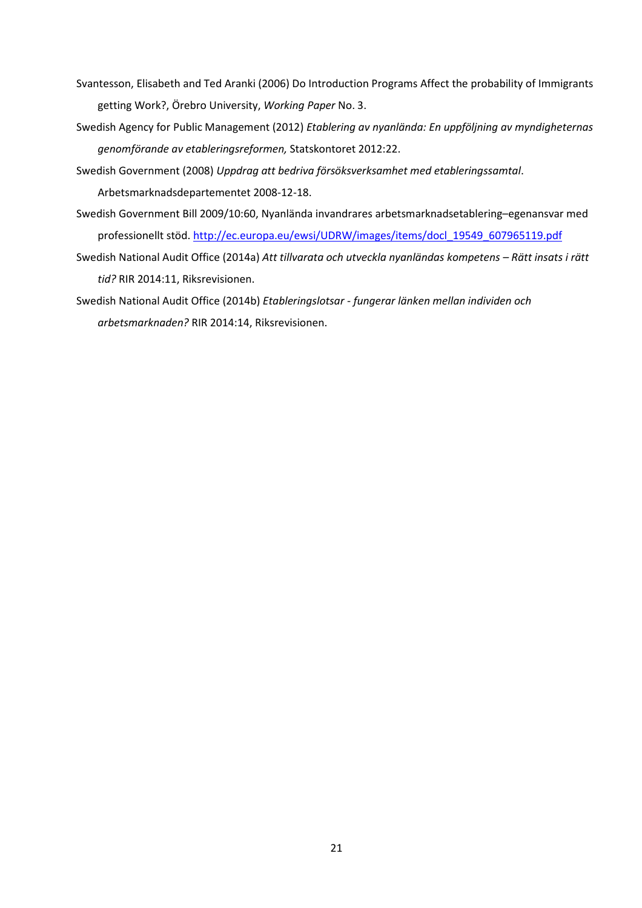Svantesson, Elisabeth and Ted Aranki (2006) Do Introduction Programs Affect the probability of Immigrants getting Work?, Örebro University, *Working Paper* No. 3.

Swedish Agency for Public Management (2012) *Etablering av nyanlända: En uppföljning av myndigheternas genomförande av etableringsreformen,* Statskontoret 2012:22.

Swedish Government (2008) *Uppdrag att bedriva försöksverksamhet med etableringssamtal*. Arbetsmarknadsdepartementet 2008-12-18.

Swedish Government Bill 2009/10:60, Nyanlända invandrares arbetsmarknadsetablering–egenansvar med professionellt stöd. http://ec.europa.eu/ewsi/UDRW/images/items/docl_19549_607965119.pdf

Swedish National Audit Office (2014a) *Att tillvarata och utveckla nyanländas kompetens – Rätt insats i rätt tid?* RIR 2014:11, Riksrevisionen.

Swedish National Audit Office (2014b) *Etableringslotsar - fungerar länken mellan individen och arbetsmarknaden?* RIR 2014:14, Riksrevisionen.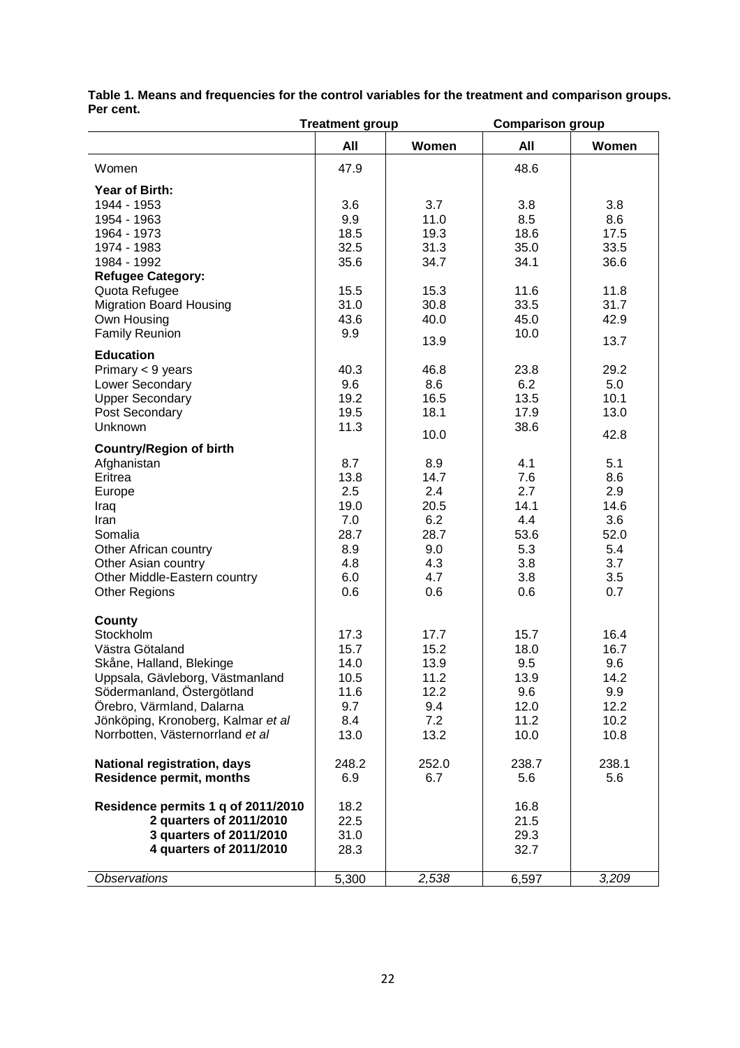**Table 1. Means and frequencies for the control variables for the treatment and comparison groups. Per cent.**

| | Treatment group | | Comparison group | |
|---|---|---|---|---|
| | **All** | **Women** | **All** | **Women** |
| Women | 47.9 | | 48.6 | |
| **Year of Birth:** | | | | |
| 1944 - 1953 | 3.6 | 3.7 | 3.8 | 3.8 |
| 1954 - 1963 | 9.9 | 11.0 | 8.5 | 8.6 |
| 1964 - 1973 | 18.5 | 19.3 | 18.6 | 17.5 |
| 1974 - 1983 | 32.5 | 31.3 | 35.0 | 33.5 |
| 1984 - 1992 | 35.6 | 34.7 | 34.1 | 36.6 |
| **Refugee Category:** | | | | |
| Quota Refugee | 15.5 | 15.3 | 11.6 | 11.8 |
| Migration Board Housing | 31.0 | 30.8 | 33.5 | 31.7 |
| Own Housing | 43.6 | 40.0 | 45.0 | 42.9 |
| Family Reunion | 9.9 | 13.9 | 10.0 | 13.7 |
| **Education** | | | | |
| Primary < 9 years | 40.3 | 46.8 | 23.8 | 29.2 |
| Lower Secondary | 9.6 | 8.6 | 6.2 | 5.0 |
| Upper Secondary | 19.2 | 16.5 | 13.5 | 10.1 |
| Post Secondary | 19.5 | 18.1 | 17.9 | 13.0 |
| Unknown | 11.3 | 10.0 | 38.6 | 42.8 |
| **Country/Region of birth** | | | | |
| Afghanistan | 8.7 | 8.9 | 4.1 | 5.1 |
| Eritrea | 13.8 | 14.7 | 7.6 | 8.6 |
| Europe | 2.5 | 2.4 | 2.7 | 2.9 |
| Iraq | 19.0 | 20.5 | 14.1 | 14.6 |
| Iran | 7.0 | 6.2 | 4.4 | 3.6 |
| Somalia | 28.7 | 28.7 | 53.6 | 52.0 |
| Other African country | 8.9 | 9.0 | 5.3 | 5.4 |
| Other Asian country | 4.8 | 4.3 | 3.8 | 3.7 |
| Other Middle-Eastern country | 6.0 | 4.7 | 3.8 | 3.5 |
| Other Regions | 0.6 | 0.6 | 0.6 | 0.7 |
| **County** | | | | |
| Stockholm | 17.3 | 17.7 | 15.7 | 16.4 |
| Västra Götaland | 15.7 | 15.2 | 18.0 | 16.7 |
| Skåne, Halland, Blekinge | 14.0 | 13.9 | 9.5 | 9.6 |
| Uppsala, Gävleborg, Västmanland | 10.5 | 11.2 | 13.9 | 14.2 |
| Södermanland, Östergötland | 11.6 | 12.2 | 9.6 | 9.9 |
| Örebro, Värmland, Dalarna | 9.7 | 9.4 | 12.0 | 12.2 |
| Jönköping, Kronoberg, Kalmar *et al* | 8.4 | 7.2 | 11.2 | 10.2 |
| Norrbotten, Västernorrland *et al* | 13.0 | 13.2 | 10.0 | 10.8 |
| **National registration, days** | 248.2 | 252.0 | 238.7 | 238.1 |
| **Residence permit, months** | 6.9 | 6.7 | 5.6 | 5.6 |
| **Residence permits 1 q of 2011/2010** | 18.2 | | 16.8 | |
| **2 quarters of 2011/2010** | 22.5 | | 21.5 | |
| **3 quarters of 2011/2010** | 31.0 | | 29.3 | |
| **4 quarters of 2011/2010** | 28.3 | | 32.7 | |
| *Observations* | 5,300 | *2,538* | 6,597 | *3,209* |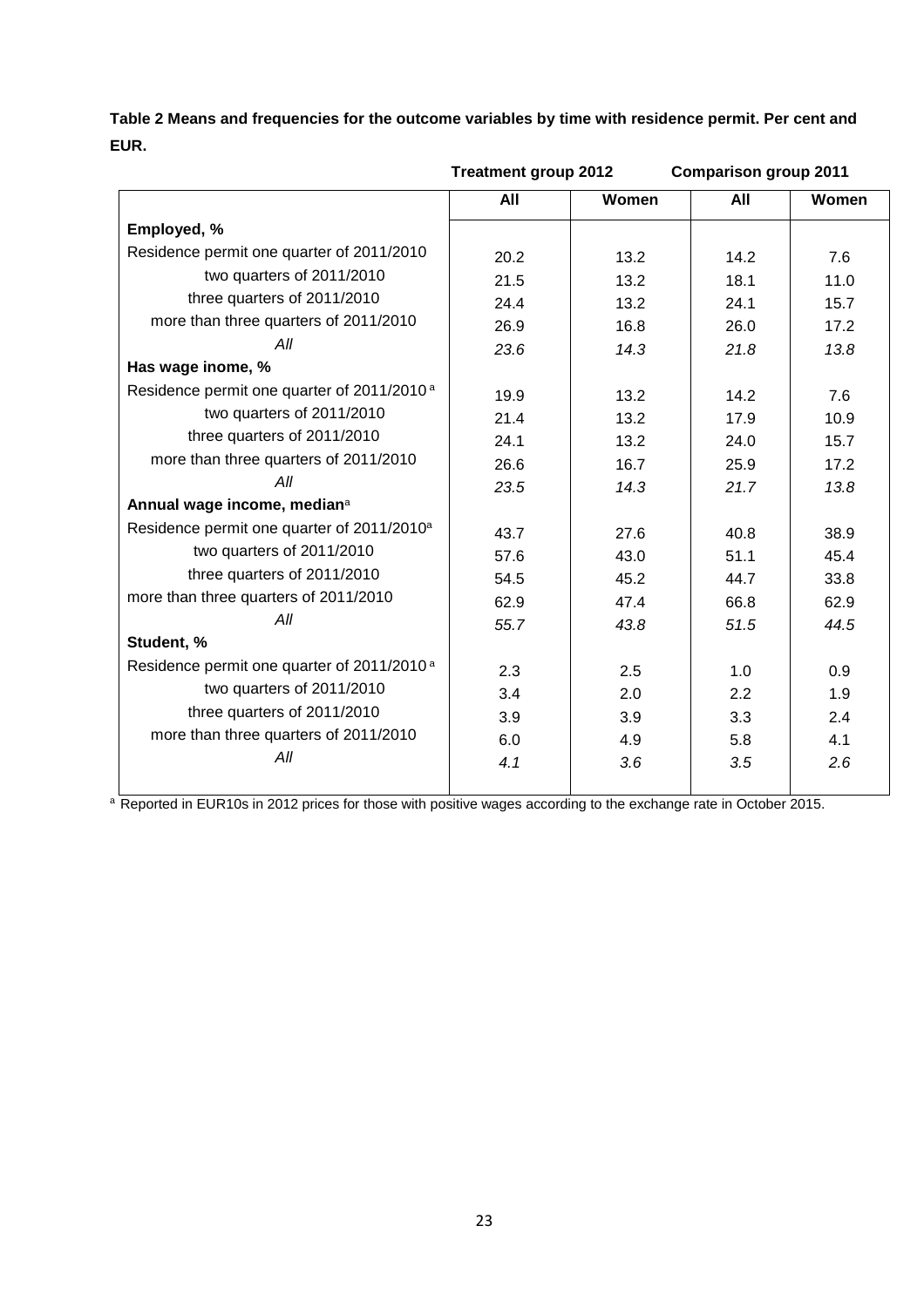**Table 2 Means and frequencies for the outcome variables by time with residence permit. Per cent and EUR.**

| | Treatment group 2012 | | Comparison group 2011 | |
|---|---|---|---|---|
| | **All** | **Women** | **All** | **Women** |
| **Employed, %** | | | | |
| Residence permit one quarter of 2011/2010 | 20.2 | 13.2 | 14.2 | 7.6 |
| two quarters of 2011/2010 | 21.5 | 13.2 | 18.1 | 11.0 |
| three quarters of 2011/2010 | 24.4 | 13.2 | 24.1 | 15.7 |
| more than three quarters of 2011/2010 | 26.9 | 16.8 | 26.0 | 17.2 |
| *All* | *23.6* | *14.3* | *21.8* | *13.8* |
| **Has wage inome, %** | | | | |
| Residence permit one quarter of 2011/2010 [a] | 19.9 | 13.2 | 14.2 | 7.6 |
| two quarters of 2011/2010 | 21.4 | 13.2 | 17.9 | 10.9 |
| three quarters of 2011/2010 | 24.1 | 13.2 | 24.0 | 15.7 |
| more than three quarters of 2011/2010 | 26.6 | 16.7 | 25.9 | 17.2 |
| *All* | *23.5* | *14.3* | *21.7* | *13.8* |
| **Annual wage income, median[a]** | | | | |
| Residence permit one quarter of 2011/2010[a] | 43.7 | 27.6 | 40.8 | 38.9 |
| two quarters of 2011/2010 | 57.6 | 43.0 | 51.1 | 45.4 |
| three quarters of 2011/2010 | 54.5 | 45.2 | 44.7 | 33.8 |
| more than three quarters of 2011/2010 | 62.9 | 47.4 | 66.8 | 62.9 |
| *All* | *55.7* | *43.8* | *51.5* | *44.5* |
| **Student, %** | | | | |
| Residence permit one quarter of 2011/2010 [a] | 2.3 | 2.5 | 1.0 | 0.9 |
| two quarters of 2011/2010 | 3.4 | 2.0 | 2.2 | 1.9 |
| three quarters of 2011/2010 | 3.9 | 3.9 | 3.3 | 2.4 |
| more than three quarters of 2011/2010 | 6.0 | 4.9 | 5.8 | 4.1 |
| *All* | *4.1* | *3.6* | *3.5* | *2.6* |

[a] Reported in EUR10s in 2012 prices for those with positive wages according to the exchange rate in October 2015.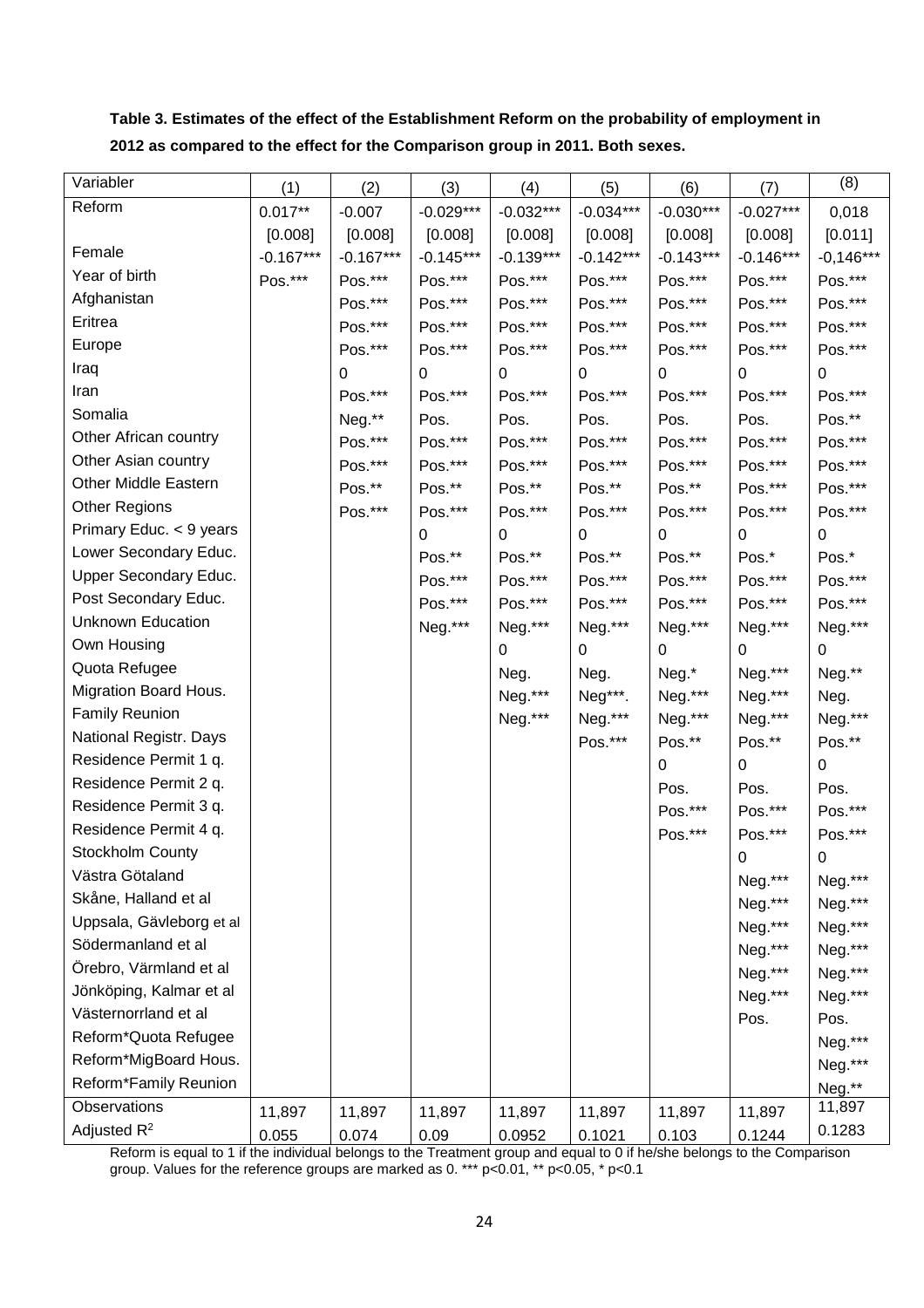**Table 3. Estimates of the effect of the Establishment Reform on the probability of employment in 2012 as compared to the effect for the Comparison group in 2011. Both sexes.**

| Variabler | (1) | (2) | (3) | (4) | (5) | (6) | (7) | (8) |
|---|---|---|---|---|---|---|---|---|
| Reform | 0.017** | -0.007 | -0.029*** | -0.032*** | -0.034*** | -0.030*** | -0.027*** | 0,018 |
| | [0.008] | [0.008] | [0.008] | [0.008] | [0.008] | [0.008] | [0.008] | [0.011] |
| Female | -0.167*** | -0.167*** | -0.145*** | -0.139*** | -0.142*** | -0.143*** | -0.146*** | -0,146*** |
| Year of birth | Pos.*** | Pos.*** | Pos.*** | Pos.*** | Pos.*** | Pos.*** | Pos.*** | Pos.*** |
| Afghanistan | | Pos.*** | Pos.*** | Pos.*** | Pos.*** | Pos.*** | Pos.*** | Pos.*** |
| Eritrea | | Pos.*** | Pos.*** | Pos.*** | Pos.*** | Pos.*** | Pos.*** | Pos.*** |
| Europe | | Pos.*** | Pos.*** | Pos.*** | Pos.*** | Pos.*** | Pos.*** | Pos.*** |
| Iraq | | 0 | 0 | 0 | 0 | 0 | 0 | 0 |
| Iran | | Pos.*** | Pos.*** | Pos.*** | Pos.*** | Pos.*** | Pos.*** | Pos.*** |
| Somalia | | Neg.** | Pos. | Pos. | Pos. | Pos. | Pos. | Pos.** |
| Other African country | | Pos.*** | Pos.*** | Pos.*** | Pos.*** | Pos.*** | Pos.*** | Pos.*** |
| Other Asian country | | Pos.*** | Pos.*** | Pos.*** | Pos.*** | Pos.*** | Pos.*** | Pos.*** |
| Other Middle Eastern | | Pos.** | Pos.** | Pos.** | Pos.** | Pos.** | Pos.*** | Pos.*** |
| Other Regions | | Pos.*** | Pos.*** | Pos.*** | Pos.*** | Pos.*** | Pos.*** | Pos.*** |
| Primary Educ. < 9 years | | | 0 | 0 | 0 | 0 | 0 | 0 |
| Lower Secondary Educ. | | | Pos.** | Pos.** | Pos.** | Pos.** | Pos.* | Pos.* |
| Upper Secondary Educ. | | | Pos.*** | Pos.*** | Pos.*** | Pos.*** | Pos.*** | Pos.*** |
| Post Secondary Educ. | | | Pos.*** | Pos.*** | Pos.*** | Pos.*** | Pos.*** | Pos.*** |
| Unknown Education | | | Neg.*** | Neg.*** | Neg.*** | Neg.*** | Neg.*** | Neg.*** |
| Own Housing | | | | 0 | 0 | 0 | 0 | 0 |
| Quota Refugee | | | | Neg. | Neg. | Neg.* | Neg.*** | Neg.** |
| Migration Board Hous. | | | | Neg.*** | Neg***. | Neg.*** | Neg.*** | Neg. |
| Family Reunion | | | | Neg.*** | Neg.*** | Neg.*** | Neg.*** | Neg.*** |
| National Registr. Days | | | | | Pos.*** | Pos.** | Pos.** | Pos.** |
| Residence Permit 1 q. | | | | | | 0 | 0 | 0 |
| Residence Permit 2 q. | | | | | | Pos. | Pos. | Pos. |
| Residence Permit 3 q. | | | | | | Pos.*** | Pos.*** | Pos.*** |
| Residence Permit 4 q. | | | | | | Pos.*** | Pos.*** | Pos.*** |
| Stockholm County | | | | | | | 0 | 0 |
| Västra Götaland | | | | | | | Neg.*** | Neg.*** |
| Skåne, Halland et al | | | | | | | Neg.*** | Neg.*** |
| Uppsala, Gävleborg et al | | | | | | | Neg.*** | Neg.*** |
| Södermanland et al | | | | | | | Neg.*** | Neg.*** |
| Örebro, Värmland et al | | | | | | | Neg.*** | Neg.*** |
| Jönköping, Kalmar et al | | | | | | | Neg.*** | Neg.*** |
| Västernorrland et al | | | | | | | Pos. | Pos. |
| Reform*Quota Refugee | | | | | | | | Neg.*** |
| Reform*MigBoard Hous. | | | | | | | | Neg.*** |
| Reform*Family Reunion | | | | | | | | Neg.** |
| Observations | 11,897 | 11,897 | 11,897 | 11,897 | 11,897 | 11,897 | 11,897 | 11,897 |
| Adjusted $R^2$ | 0.055 | 0.074 | 0.09 | 0.0952 | 0.1021 | 0.103 | 0.1244 | 0.1283 |

Reform is equal to 1 if the individual belongs to the Treatment group and equal to 0 if he/she belongs to the Comparison group. Values for the reference groups are marked as 0. *** p<0.01, ** p<0.05, * p<0.1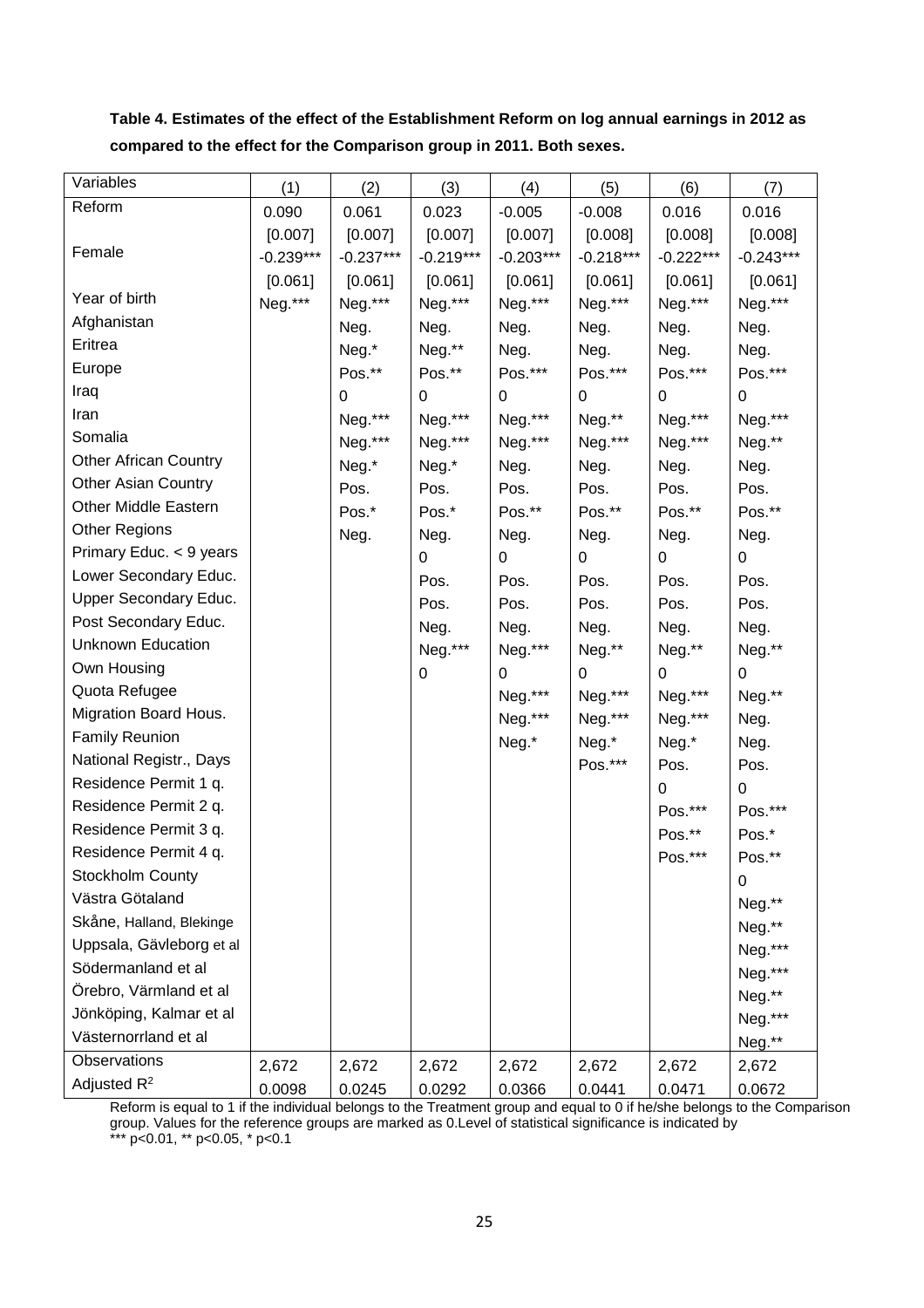**Table 4. Estimates of the effect of the Establishment Reform on log annual earnings in 2012 as compared to the effect for the Comparison group in 2011. Both sexes.**

| Variables | (1) | (2) | (3) | (4) | (5) | (6) | (7) |
|---|---|---|---|---|---|---|---|
| Reform | 0.090 | 0.061 | 0.023 | -0.005 | -0.008 | 0.016 | 0.016 |
| | [0.007] | [0.007] | [0.007] | [0.007] | [0.008] | [0.008] | [0.008] |
| Female | -0.239*** | -0.237*** | -0.219*** | -0.203*** | -0.218*** | -0.222*** | -0.243*** |
| | [0.061] | [0.061] | [0.061] | [0.061] | [0.061] | [0.061] | [0.061] |
| Year of birth | Neg.*** | Neg.*** | Neg.*** | Neg.*** | Neg.*** | Neg.*** | Neg.*** |
| Afghanistan | | Neg. | Neg. | Neg. | Neg. | Neg. | Neg. |
| Eritrea | | Neg.* | Neg.** | Neg. | Neg. | Neg. | Neg. |
| Europe | | Pos.** | Pos.** | Pos.*** | Pos.*** | Pos.*** | Pos.*** |
| Iraq | | 0 | 0 | 0 | 0 | 0 | 0 |
| Iran | | Neg.*** | Neg.*** | Neg.*** | Neg.** | Neg.*** | Neg.*** |
| Somalia | | Neg.*** | Neg.*** | Neg.*** | Neg.*** | Neg.*** | Neg.** |
| Other African Country | | Neg.* | Neg.* | Neg. | Neg. | Neg. | Neg. |
| Other Asian Country | | Pos. | Pos. | Pos. | Pos. | Pos. | Pos. |
| Other Middle Eastern | | Pos.* | Pos.* | Pos.** | Pos.** | Pos.** | Pos.** |
| Other Regions | | Neg. | Neg. | Neg. | Neg. | Neg. | Neg. |
| Primary Educ. < 9 years | | | 0 | 0 | 0 | 0 | 0 |
| Lower Secondary Educ. | | | Pos. | Pos. | Pos. | Pos. | Pos. |
| Upper Secondary Educ. | | | Pos. | Pos. | Pos. | Pos. | Pos. |
| Post Secondary Educ. | | | Neg. | Neg. | Neg. | Neg. | Neg. |
| Unknown Education | | | Neg.*** | Neg.*** | Neg.** | Neg.** | Neg.** |
| Own Housing | | | 0 | 0 | 0 | 0 | 0 |
| Quota Refugee | | | | Neg.*** | Neg.*** | Neg.*** | Neg.** |
| Migration Board Hous. | | | | Neg.*** | Neg.*** | Neg.*** | Neg. |
| Family Reunion | | | | Neg.* | Neg.* | Neg.* | Neg. |
| National Registr., Days | | | | | Pos.*** | Pos. | Pos. |
| Residence Permit 1 q. | | | | | | 0 | 0 |
| Residence Permit 2 q. | | | | | | Pos.*** | Pos.*** |
| Residence Permit 3 q. | | | | | | Pos.** | Pos.* |
| Residence Permit 4 q. | | | | | | Pos.*** | Pos.** |
| Stockholm County | | | | | | | 0 |
| Västra Götaland | | | | | | | Neg.** |
| Skåne, Halland, Blekinge | | | | | | | Neg.** |
| Uppsala, Gävleborg et al | | | | | | | Neg.*** |
| Södermanland et al | | | | | | | Neg.*** |
| Örebro, Värmland et al | | | | | | | Neg.** |
| Jönköping, Kalmar et al | | | | | | | Neg.*** |
| Västernorrland et al | | | | | | | Neg.** |
| Observations | 2,672 | 2,672 | 2,672 | 2,672 | 2,672 | 2,672 | 2,672 |
| Adjusted $R^2$ | 0.0098 | 0.0245 | 0.0292 | 0.0366 | 0.0441 | 0.0471 | 0.0672 |

Reform is equal to 1 if the individual belongs to the Treatment group and equal to 0 if he/she belongs to the Comparison group. Values for the reference groups are marked as 0.Level of statistical significance is indicated by
*** $p<0.01$, ** $p<0.05$, * $p<0.1$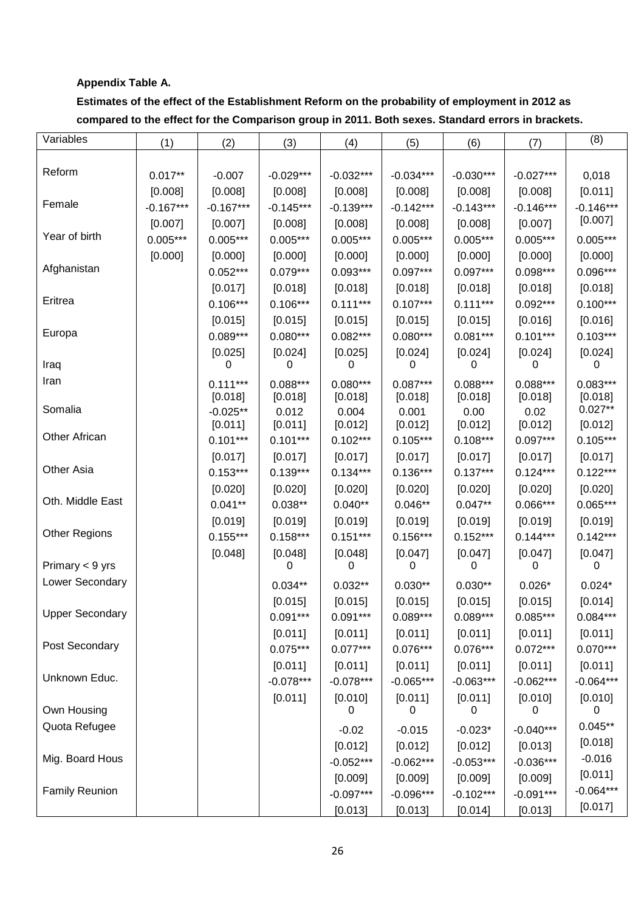**Appendix Table A.**

**Estimates of the effect of the Establishment Reform on the probability of employment in 2012 as compared to the effect for the Comparison group in 2011. Both sexes. Standard errors in brackets.**

| Variables | (1) | (2) | (3) | (4) | (5) | (6) | (7) | (8) |
|---|---|---|---|---|---|---|---|---|
| Reform | 0.017** | -0.007 | -0.029*** | -0.032*** | -0.034*** | -0.030*** | -0.027*** | 0,018 |
| | [0.008] | [0.008] | [0.008] | [0.008] | [0.008] | [0.008] | [0.008] | [0.011] |
| Female | -0.167*** | -0.167*** | -0.145*** | -0.139*** | -0.142*** | -0.143*** | -0.146*** | -0.146*** |
| | [0.007] | [0.007] | [0.008] | [0.008] | [0.008] | [0.008] | [0.007] | [0.007] |
| Year of birth | 0.005*** | 0.005*** | 0.005*** | 0.005*** | 0.005*** | 0.005*** | 0.005*** | 0.005*** |
| | [0.000] | [0.000] | [0.000] | [0.000] | [0.000] | [0.000] | [0.000] | [0.000] |
| Afghanistan | | 0.052*** | 0.079*** | 0.093*** | 0.097*** | 0.097*** | 0.098*** | 0.096*** |
| | | [0.017] | [0.018] | [0.018] | [0.018] | [0.018] | [0.018] | [0.018] |
| Eritrea | | 0.106*** | 0.106*** | 0.111*** | 0.107*** | 0.111*** | 0.092*** | 0.100*** |
| | | [0.015] | [0.015] | [0.015] | [0.015] | [0.015] | [0.016] | [0.016] |
| Europa | | 0.089*** | 0.080*** | 0.082*** | 0.080*** | 0.081*** | 0.101*** | 0.103*** |
| | | [0.025] | [0.024] | [0.025] | [0.024] | [0.024] | [0.024] | [0.024] |
| Iraq | | 0 | 0 | 0 | 0 | 0 | 0 | 0 |
| Iran | | 0.111*** | 0.088*** | 0.080*** | 0.087*** | 0.088*** | 0.088*** | 0.083*** |
| | | [0.018] | [0.018] | [0.018] | [0.018] | [0.018] | [0.018] | [0.018] |
| Somalia | | -0.025** | 0.012 | 0.004 | 0.001 | 0.00 | 0.02 | 0.027** |
| | | [0.011] | [0.011] | [0.012] | [0.012] | [0.012] | [0.012] | [0.012] |
| Other African | | 0.101*** | 0.101*** | 0.102*** | 0.105*** | 0.108*** | 0.097*** | 0.105*** |
| | | [0.017] | [0.017] | [0.017] | [0.017] | [0.017] | [0.017] | [0.017] |
| Other Asia | | 0.153*** | 0.139*** | 0.134*** | 0.136*** | 0.137*** | 0.124*** | 0.122*** |
| | | [0.020] | [0.020] | [0.020] | [0.020] | [0.020] | [0.020] | [0.020] |
| Oth. Middle East | | 0.041** | 0.038** | 0.040** | 0.046** | 0.047** | 0.066*** | 0.065*** |
| | | [0.019] | [0.019] | [0.019] | [0.019] | [0.019] | [0.019] | [0.019] |
| Other Regions | | 0.155*** | 0.158*** | 0.151*** | 0.156*** | 0.152*** | 0.144*** | 0.142*** |
| | | [0.048] | [0.048] | [0.048] | [0.047] | [0.047] | [0.047] | [0.047] |
| Primary < 9 yrs | | | 0 | 0 | 0 | 0 | 0 | 0 |
| Lower Secondary | | | 0.034** | 0.032** | 0.030** | 0.030** | 0.026* | 0.024* |
| | | | [0.015] | [0.015] | [0.015] | [0.015] | [0.015] | [0.014] |
| Upper Secondary | | | 0.091*** | 0.091*** | 0.089*** | 0.089*** | 0.085*** | 0.084*** |
| | | | [0.011] | [0.011] | [0.011] | [0.011] | [0.011] | [0.011] |
| Post Secondary | | | 0.075*** | 0.077*** | 0.076*** | 0.076*** | 0.072*** | 0.070*** |
| | | | [0.011] | [0.011] | [0.011] | [0.011] | [0.011] | [0.011] |
| Unknown Educ. | | | -0.078*** | -0.078*** | -0.065*** | -0.063*** | -0.062*** | -0.064*** |
| | | | [0.011] | [0.010] | [0.011] | [0.011] | [0.010] | [0.010] |
| Own Housing | | | | 0 | 0 | 0 | 0 | 0 |
| Quota Refugee | | | | -0.02 | -0.015 | -0.023* | -0.040*** | 0.045** |
| | | | | [0.012] | [0.012] | [0.012] | [0.013] | [0.018] |
| Mig. Board Hous | | | | -0.052*** | -0.062*** | -0.053*** | -0.036*** | -0.016 |
| | | | | [0.009] | [0.009] | [0.009] | [0.009] | [0.011] |
| Family Reunion | | | | -0.097*** | -0.096*** | -0.102*** | -0.091*** | -0.064*** |
| | | | | [0.013] | [0.013] | [0.014] | [0.013] | [0.017] |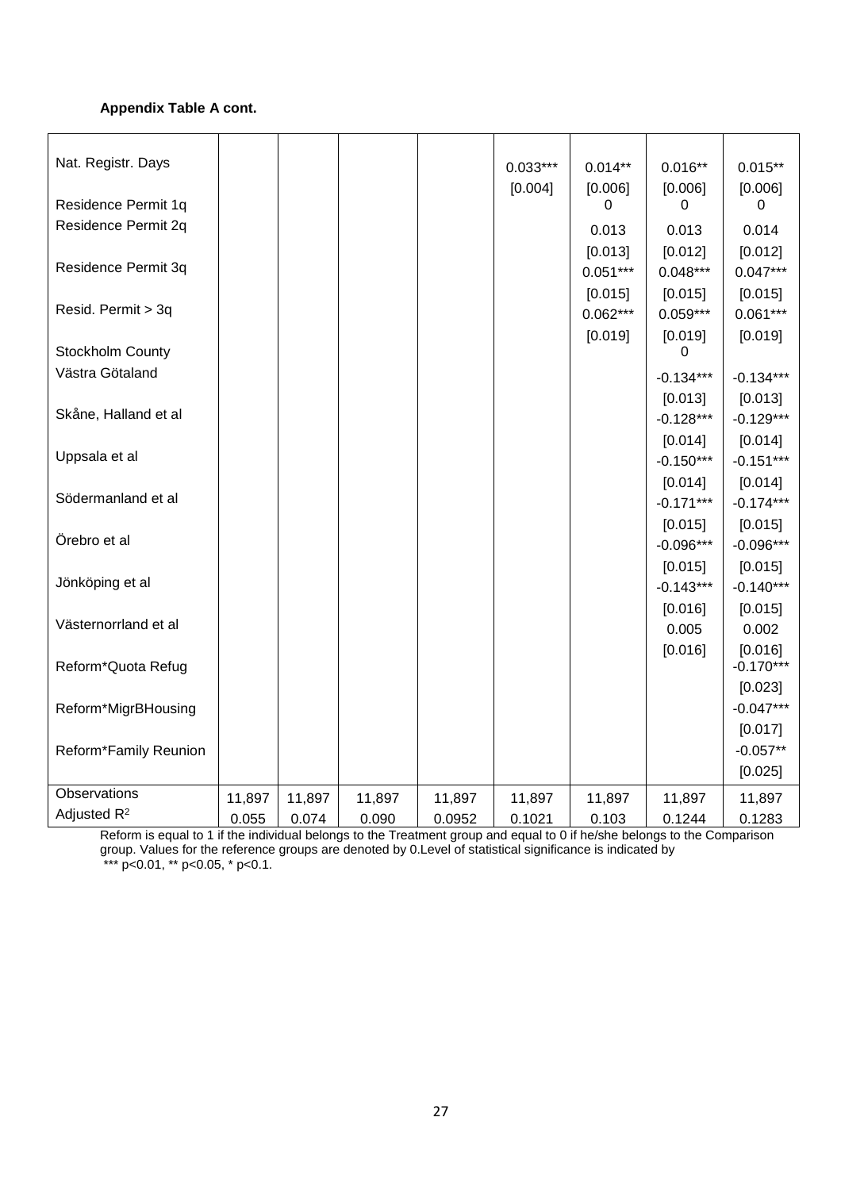**Appendix Table A cont.**

| | | | | | | | | |
|---|---|---|---|---|---|---|---|---|
| Nat. Registr. Days | | | | | 0.033*** | 0.014** | 0.016** | 0.015** |
| | | | | | [0.004] | [0.006] | [0.006] | [0.006] |
| Residence Permit 1q | | | | | | 0 | 0 | 0 |
| Residence Permit 2q | | | | | | 0.013 | 0.013 | 0.014 |
| | | | | | | [0.013] | [0.012] | [0.012] |
| Residence Permit 3q | | | | | | 0.051*** | 0.048*** | 0.047*** |
| | | | | | | [0.015] | [0.015] | [0.015] |
| Resid. Permit > 3q | | | | | | 0.062*** | 0.059*** | 0.061*** |
| | | | | | | [0.019] | [0.019] | [0.019] |
| Stockholm County | | | | | | | 0 | |
| Västra Götaland | | | | | | | -0.134*** | -0.134*** |
| | | | | | | | [0.013] | [0.013] |
| Skåne, Halland et al | | | | | | | -0.128*** | -0.129*** |
| | | | | | | | [0.014] | [0.014] |
| Uppsala et al | | | | | | | -0.150*** | -0.151*** |
| | | | | | | | [0.014] | [0.014] |
| Södermanland et al | | | | | | | -0.171*** | -0.174*** |
| | | | | | | | [0.015] | [0.015] |
| Örebro et al | | | | | | | -0.096*** | -0.096*** |
| | | | | | | | [0.015] | [0.015] |
| Jönköping et al | | | | | | | -0.143*** | -0.140*** |
| | | | | | | | [0.016] | [0.015] |
| Västernorrland et al | | | | | | | 0.005 | 0.002 |
| | | | | | | | [0.016] | [0.016] |
| Reform*Quota Refug | | | | | | | | -0.170*** |
| | | | | | | | | [0.023] |
| Reform*MigrBHousing | | | | | | | | -0.047*** |
| | | | | | | | | [0.017] |
| Reform*Family Reunion | | | | | | | | -0.057** |
| | | | | | | | | [0.025] |
| Observations | 11,897 | 11,897 | 11,897 | 11,897 | 11,897 | 11,897 | 11,897 | 11,897 |
| Adjusted $R^2$ | 0.055 | 0.074 | 0.090 | 0.0952 | 0.1021 | 0.103 | 0.1244 | 0.1283 |

Reform is equal to 1 if the individual belongs to the Treatment group and equal to 0 if he/she belongs to the Comparison group. Values for the reference groups are denoted by 0.Level of statistical significance is indicated by
*** p<0.01, ** p<0.05, * p<0.1.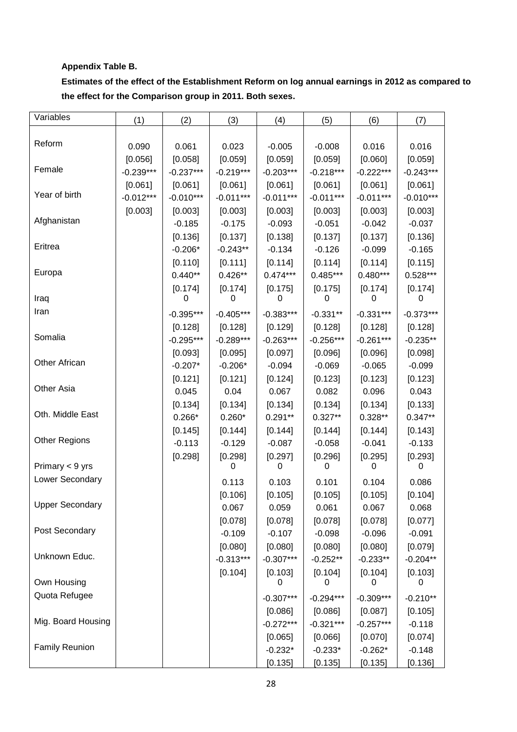**Appendix Table B.**

**Estimates of the effect of the Establishment Reform on log annual earnings in 2012 as compared to the effect for the Comparison group in 2011. Both sexes.**

| Variables | (1) | (2) | (3) | (4) | (5) | (6) | (7) |
|---|---|---|---|---|---|---|---|
| Reform | 0.090 | 0.061 | 0.023 | -0.005 | -0.008 | 0.016 | 0.016 |
| | [0.056] | [0.058] | [0.059] | [0.059] | [0.059] | [0.060] | [0.059] |
| Female | -0.239*** | -0.237*** | -0.219*** | -0.203*** | -0.218*** | -0.222*** | -0.243*** |
| | [0.061] | [0.061] | [0.061] | [0.061] | [0.061] | [0.061] | [0.061] |
| Year of birth | -0.012*** | -0.010*** | -0.011*** | -0.011*** | -0.011*** | -0.011*** | -0.010*** |
| | [0.003] | [0.003] | [0.003] | [0.003] | [0.003] | [0.003] | [0.003] |
| Afghanistan | | -0.185 | -0.175 | -0.093 | -0.051 | -0.042 | -0.037 |
| | | [0.136] | [0.137] | [0.138] | [0.137] | [0.137] | [0.136] |
| Eritrea | | -0.206* | -0.243** | -0.134 | -0.126 | -0.099 | -0.165 |
| | | [0.110] | [0.111] | [0.114] | [0.114] | [0.114] | [0.115] |
| Europa | | 0.440** | 0.426** | 0.474*** | 0.485*** | 0.480*** | 0.528*** |
| | | [0.174] | [0.174] | [0.175] | [0.175] | [0.174] | [0.174] |
| Iraq | | 0 | 0 | 0 | 0 | 0 | 0 |
| Iran | | -0.395*** | -0.405*** | -0.383*** | -0.331** | -0.331*** | -0.373*** |
| | | [0.128] | [0.128] | [0.129] | [0.128] | [0.128] | [0.128] |
| Somalia | | -0.295*** | -0.289*** | -0.263*** | -0.256*** | -0.261*** | -0.235** |
| | | [0.093] | [0.095] | [0.097] | [0.096] | [0.096] | [0.098] |
| Other African | | -0.207* | -0.206* | -0.094 | -0.069 | -0.065 | -0.099 |
| | | [0.121] | [0.121] | [0.124] | [0.123] | [0.123] | [0.123] |
| Other Asia | | 0.045 | 0.04 | 0.067 | 0.082 | 0.096 | 0.043 |
| | | [0.134] | [0.134] | [0.134] | [0.134] | [0.134] | [0.133] |
| Oth. Middle East | | 0.266* | 0.260* | 0.291** | 0.327** | 0.328** | 0.347** |
| | | [0.145] | [0.144] | [0.144] | [0.144] | [0.144] | [0.143] |
| Other Regions | | -0.113 | -0.129 | -0.087 | -0.058 | -0.041 | -0.133 |
| | | [0.298] | [0.298] | [0.297] | [0.296] | [0.295] | [0.293] |
| Primary < 9 yrs | | | 0 | 0 | 0 | 0 | 0 |
| Lower Secondary | | | 0.113 | 0.103 | 0.101 | 0.104 | 0.086 |
| | | | [0.106] | [0.105] | [0.105] | [0.105] | [0.104] |
| Upper Secondary | | | 0.067 | 0.059 | 0.061 | 0.067 | 0.068 |
| | | | [0.078] | [0.078] | [0.078] | [0.078] | [0.077] |
| Post Secondary | | | -0.109 | -0.107 | -0.098 | -0.096 | -0.091 |
| | | | [0.080] | [0.080] | [0.080] | [0.080] | [0.079] |
| Unknown Educ. | | | -0.313*** | -0.307*** | -0.252** | -0.233** | -0.204** |
| | | | [0.104] | [0.103] | [0.104] | [0.104] | [0.103] |
| Own Housing | | | | 0 | 0 | 0 | 0 |
| Quota Refugee | | | | -0.307*** | -0.294*** | -0.309*** | -0.210** |
| | | | | [0.086] | [0.086] | [0.087] | [0.105] |
| Mig. Board Housing | | | | -0.272*** | -0.321*** | -0.257*** | -0.118 |
| | | | | [0.065] | [0.066] | [0.070] | [0.074] |
| Family Reunion | | | | -0.232* | -0.233* | -0.262* | -0.148 |
| | | | | [0.135] | [0.135] | [0.135] | [0.136] |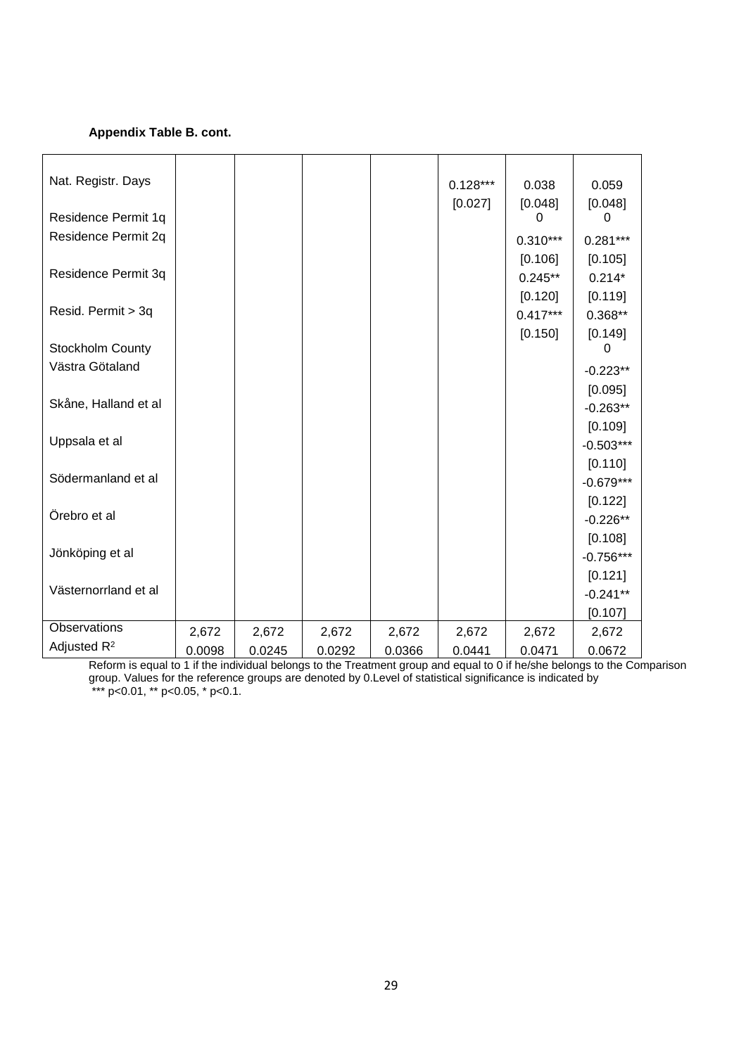**Appendix Table B. cont.**

| | | | | | | | |
|---|---|---|---|---|---|---|---|
| Nat. Registr. Days | | | | | 0.128*** | 0.038 | 0.059 |
| | | | | | [0.027] | [0.048] | [0.048] |
| Residence Permit 1q | | | | | | 0 | 0 |
| Residence Permit 2q | | | | | | 0.310*** | 0.281*** |
| | | | | | | [0.106] | [0.105] |
| Residence Permit 3q | | | | | | 0.245** | 0.214* |
| | | | | | | [0.120] | [0.119] |
| Resid. Permit > 3q | | | | | | 0.417*** | 0.368** |
| | | | | | | [0.150] | [0.149] |
| Stockholm County | | | | | | | 0 |
| Västra Götaland | | | | | | | -0.223** |
| | | | | | | | [0.095] |
| Skåne, Halland et al | | | | | | | -0.263** |
| | | | | | | | [0.109] |
| Uppsala et al | | | | | | | -0.503*** |
| | | | | | | | [0.110] |
| Södermanland et al | | | | | | | -0.679*** |
| | | | | | | | [0.122] |
| Örebro et al | | | | | | | -0.226** |
| | | | | | | | [0.108] |
| Jönköping et al | | | | | | | -0.756*** |
| | | | | | | | [0.121] |
| Västernorrland et al | | | | | | | -0.241** |
| | | | | | | | [0.107] |
| Observations | 2,672 | 2,672 | 2,672 | 2,672 | 2,672 | 2,672 | 2,672 |
| Adjusted $R^2$ | 0.0098 | 0.0245 | 0.0292 | 0.0366 | 0.0441 | 0.0471 | 0.0672 |

Reform is equal to 1 if the individual belongs to the Treatment group and equal to 0 if he/she belongs to the Comparison group. Values for the reference groups are denoted by 0.Level of statistical significance is indicated by
*** p<0.01, ** p<0.05, * p<0.1.